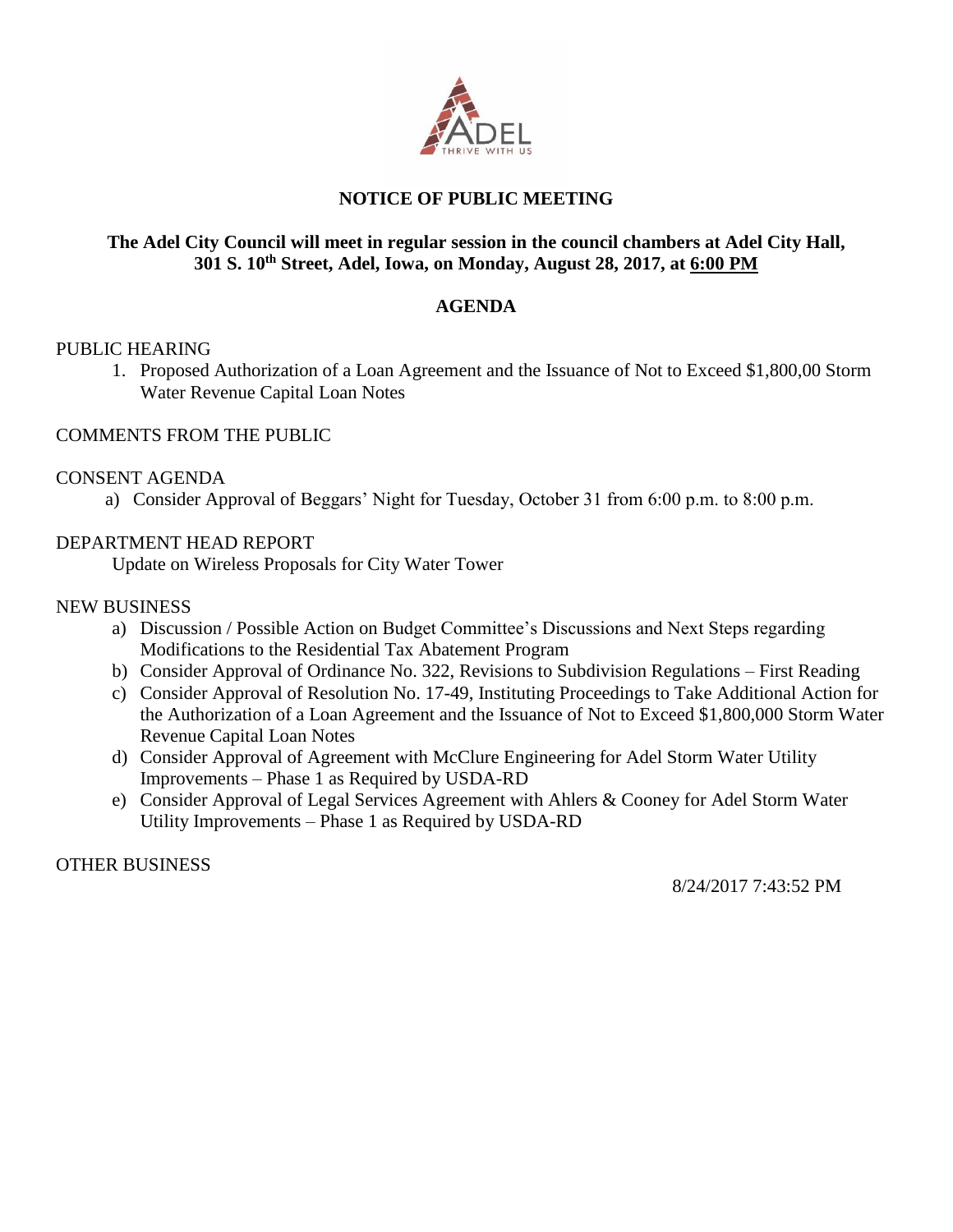ADEL
THRIVE WITH US

## NOTICE OF PUBLIC MEETING

**The Adel City Council will meet in regular session in the council chambers at Adel City Hall, 301 S. 10th Street, Adel, Iowa, on Monday, August 28, 2017, at 6:00 PM**

## AGENDA

PUBLIC HEARING

1. Proposed Authorization of a Loan Agreement and the Issuance of Not to Exceed $1,800,00 Storm Water Revenue Capital Loan Notes

COMMENTS FROM THE PUBLIC

CONSENT AGENDA

a) Consider Approval of Beggars' Night for Tuesday, October 31 from 6:00 p.m. to 8:00 p.m.

DEPARTMENT HEAD REPORT

Update on Wireless Proposals for City Water Tower

NEW BUSINESS

a) Discussion / Possible Action on Budget Committee's Discussions and Next Steps regarding Modifications to the Residential Tax Abatement Program
b) Consider Approval of Ordinance No. 322, Revisions to Subdivision Regulations – First Reading
c) Consider Approval of Resolution No. 17-49, Instituting Proceedings to Take Additional Action for the Authorization of a Loan Agreement and the Issuance of Not to Exceed $1,800,000 Storm Water Revenue Capital Loan Notes
d) Consider Approval of Agreement with McClure Engineering for Adel Storm Water Utility Improvements – Phase 1 as Required by USDA-RD
e) Consider Approval of Legal Services Agreement with Ahlers & Cooney for Adel Storm Water Utility Improvements – Phase 1 as Required by USDA-RD

OTHER BUSINESS

8/24/2017 7:43:52 PM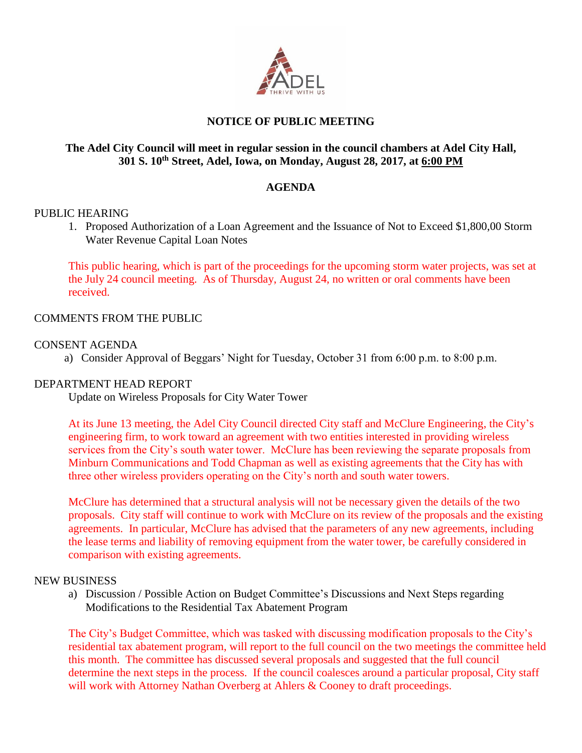**NOTICE OF PUBLIC MEETING**

**The Adel City Council will meet in regular session in the council chambers at Adel City Hall, 301 S. 10th Street, Adel, Iowa, on Monday, August 28, 2017, at 6:00 PM**

**AGENDA**

PUBLIC HEARING

1. Proposed Authorization of a Loan Agreement and the Issuance of Not to Exceed $1,800,00 Storm Water Revenue Capital Loan Notes

This public hearing, which is part of the proceedings for the upcoming storm water projects, was set at the July 24 council meeting. As of Thursday, August 24, no written or oral comments have been received.

COMMENTS FROM THE PUBLIC

CONSENT AGENDA

a) Consider Approval of Beggars' Night for Tuesday, October 31 from 6:00 p.m. to 8:00 p.m.

DEPARTMENT HEAD REPORT

Update on Wireless Proposals for City Water Tower

At its June 13 meeting, the Adel City Council directed City staff and McClure Engineering, the City's engineering firm, to work toward an agreement with two entities interested in providing wireless services from the City's south water tower. McClure has been reviewing the separate proposals from Minburn Communications and Todd Chapman as well as existing agreements that the City has with three other wireless providers operating on the City's north and south water towers.

McClure has determined that a structural analysis will not be necessary given the details of the two proposals. City staff will continue to work with McClure on its review of the proposals and the existing agreements. In particular, McClure has advised that the parameters of any new agreements, including the lease terms and liability of removing equipment from the water tower, be carefully considered in comparison with existing agreements.

NEW BUSINESS

a) Discussion / Possible Action on Budget Committee's Discussions and Next Steps regarding Modifications to the Residential Tax Abatement Program

The City's Budget Committee, which was tasked with discussing modification proposals to the City's residential tax abatement program, will report to the full council on the two meetings the committee held this month. The committee has discussed several proposals and suggested that the full council determine the next steps in the process. If the council coalesces around a particular proposal, City staff will work with Attorney Nathan Overberg at Ahlers & Cooney to draft proceedings.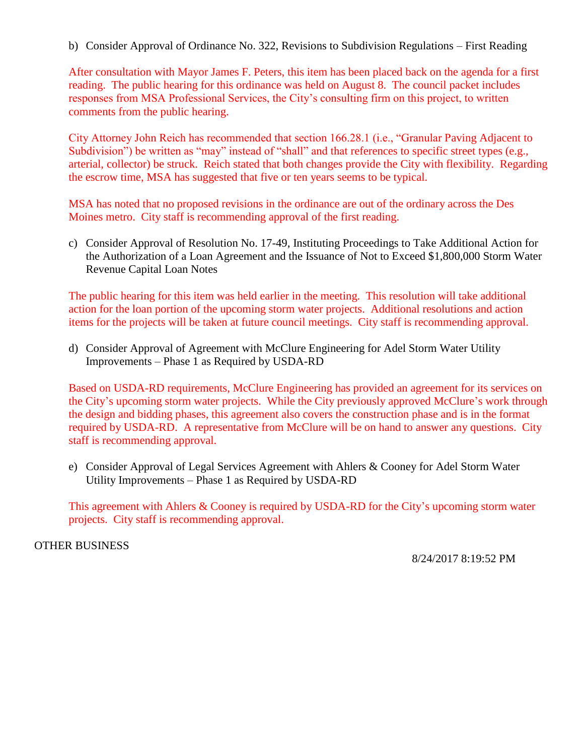b) Consider Approval of Ordinance No. 322, Revisions to Subdivision Regulations – First Reading

After consultation with Mayor James F. Peters, this item has been placed back on the agenda for a first reading. The public hearing for this ordinance was held on August 8. The council packet includes responses from MSA Professional Services, the City's consulting firm on this project, to written comments from the public hearing.

City Attorney John Reich has recommended that section 166.28.1 (i.e., "Granular Paving Adjacent to Subdivision") be written as "may" instead of "shall" and that references to specific street types (e.g., arterial, collector) be struck. Reich stated that both changes provide the City with flexibility. Regarding the escrow time, MSA has suggested that five or ten years seems to be typical.

MSA has noted that no proposed revisions in the ordinance are out of the ordinary across the Des Moines metro. City staff is recommending approval of the first reading.

c) Consider Approval of Resolution No. 17-49, Instituting Proceedings to Take Additional Action for the Authorization of a Loan Agreement and the Issuance of Not to Exceed $1,800,000 Storm Water Revenue Capital Loan Notes

The public hearing for this item was held earlier in the meeting. This resolution will take additional action for the loan portion of the upcoming storm water projects. Additional resolutions and action items for the projects will be taken at future council meetings. City staff is recommending approval.

d) Consider Approval of Agreement with McClure Engineering for Adel Storm Water Utility Improvements – Phase 1 as Required by USDA-RD

Based on USDA-RD requirements, McClure Engineering has provided an agreement for its services on the City's upcoming storm water projects. While the City previously approved McClure's work through the design and bidding phases, this agreement also covers the construction phase and is in the format required by USDA-RD. A representative from McClure will be on hand to answer any questions. City staff is recommending approval.

e) Consider Approval of Legal Services Agreement with Ahlers & Cooney for Adel Storm Water Utility Improvements – Phase 1 as Required by USDA-RD

This agreement with Ahlers & Cooney is required by USDA-RD for the City's upcoming storm water projects. City staff is recommending approval.

OTHER BUSINESS

8/24/2017 8:19:52 PM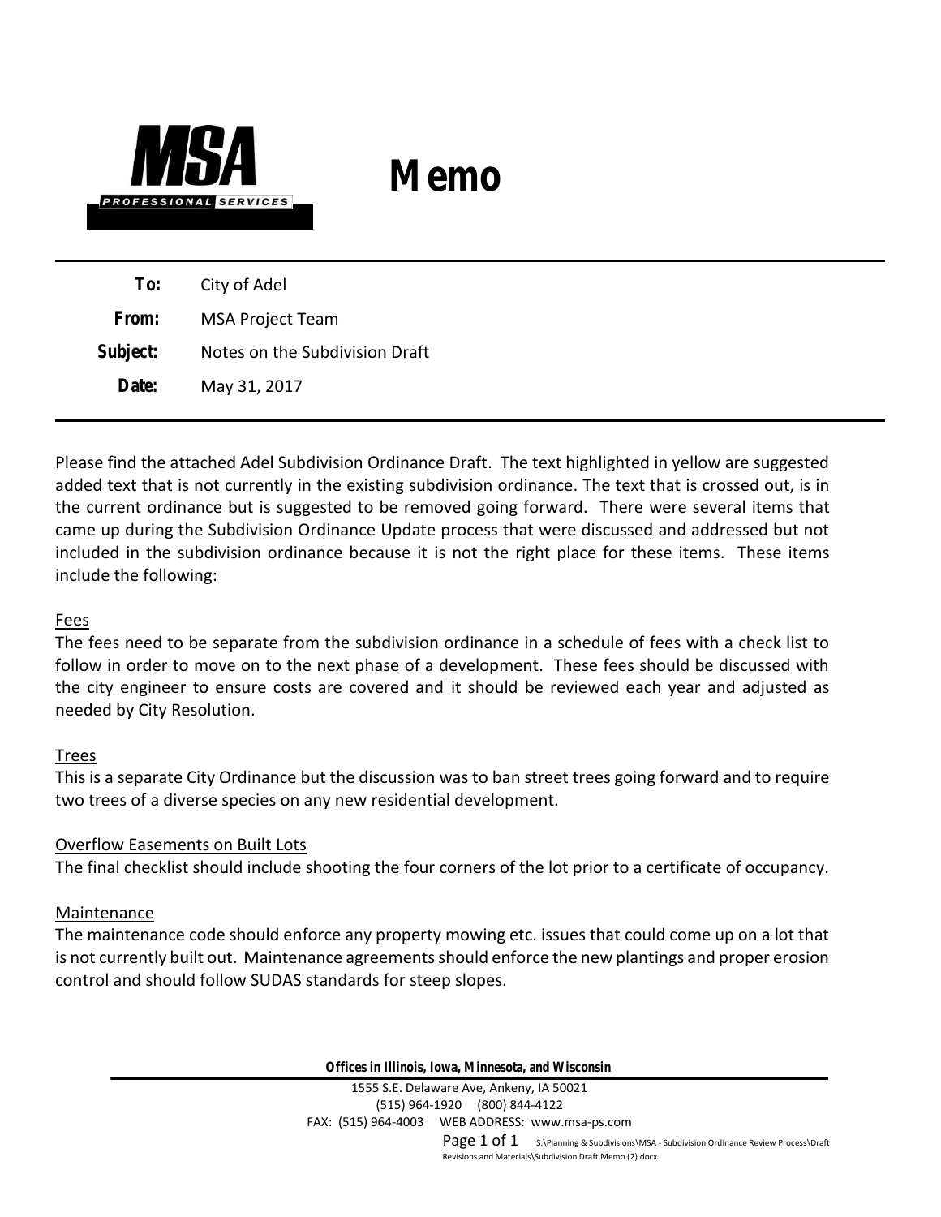# Memo

**To:** City of Adel

**From:** MSA Project Team

**Subject:** Notes on the Subdivision Draft

**Date:** May 31, 2017

---

Please find the attached Adel Subdivision Ordinance Draft. The text highlighted in yellow are suggested added text that is not currently in the existing subdivision ordinance. The text that is crossed out, is in the current ordinance but is suggested to be removed going forward. There were several items that came up during the Subdivision Ordinance Update process that were discussed and addressed but not included in the subdivision ordinance because it is not the right place for these items. These items include the following:

<u>Fees</u>

The fees need to be separate from the subdivision ordinance in a schedule of fees with a check list to follow in order to move on to the next phase of a development. These fees should be discussed with the city engineer to ensure costs are covered and it should be reviewed each year and adjusted as needed by City Resolution.

<u>Trees</u>

This is a separate City Ordinance but the discussion was to ban street trees going forward and to require two trees of a diverse species on any new residential development.

<u>Overflow Easements on Built Lots</u>

The final checklist should include shooting the four corners of the lot prior to a certificate of occupancy.

<u>Maintenance</u>

The maintenance code should enforce any property mowing etc. issues that could come up on a lot that is not currently built out. Maintenance agreements should enforce the new plantings and proper erosion control and should follow SUDAS standards for steep slopes.

**Offices in Illinois, Iowa, Minnesota, and Wisconsin**

1555 S.E. Delaware Ave, Ankeny, IA 50021
(515) 964-1920 (800) 844-4122
FAX: (515) 964-4003 WEB ADDRESS: www.msa-ps.com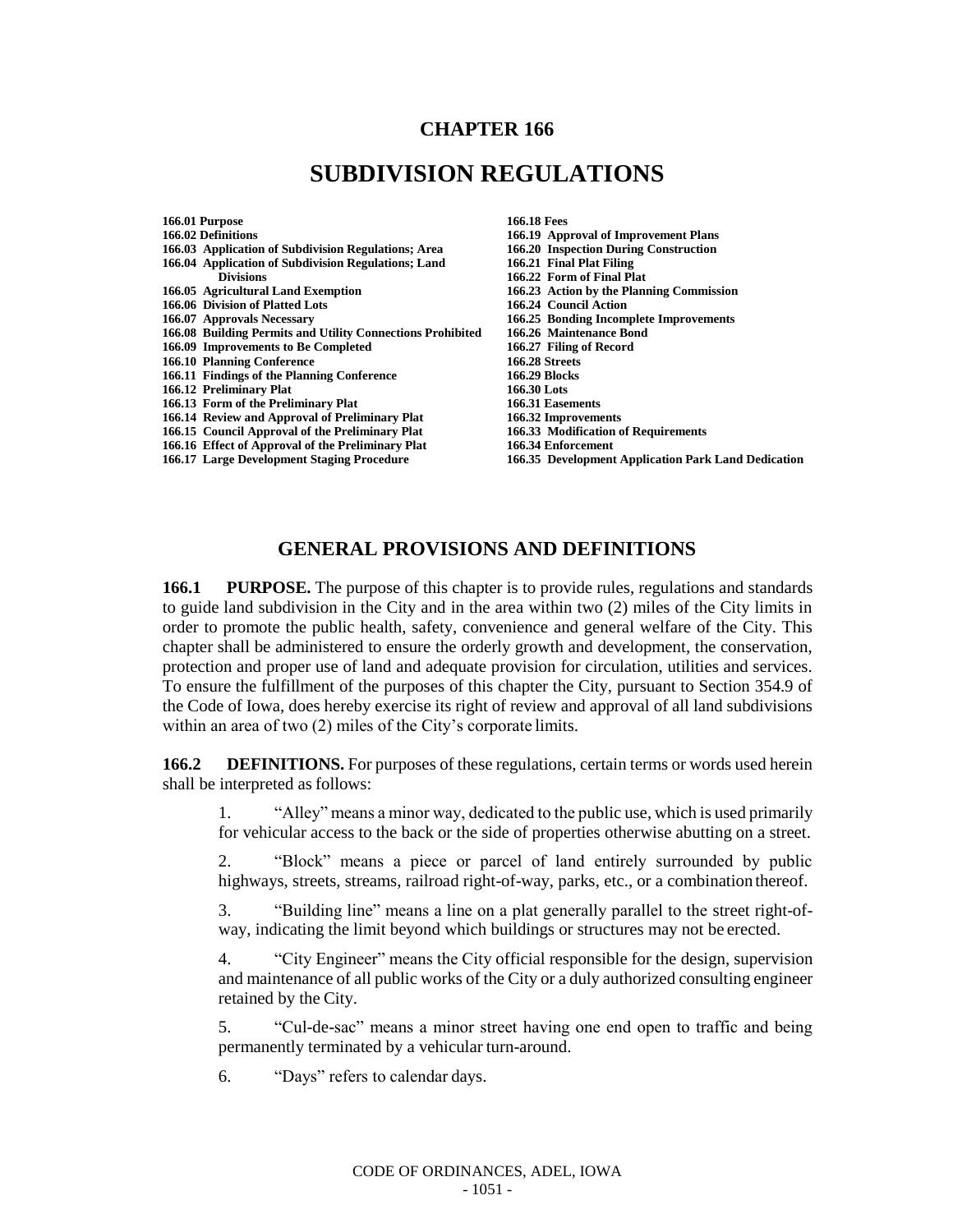# CHAPTER 166

# SUBDIVISION REGULATIONS

**166.01 Purpose**
**166.02 Definitions**
**166.03 Application of Subdivision Regulations; Area**
**166.04 Application of Subdivision Regulations; Land Divisions**
**166.05 Agricultural Land Exemption**
**166.06 Division of Platted Lots**
**166.07 Approvals Necessary**
**166.08 Building Permits and Utility Connections Prohibited**
**166.09 Improvements to Be Completed**
**166.10 Planning Conference**
**166.11 Findings of the Planning Conference**
**166.12 Preliminary Plat**
**166.13 Form of the Preliminary Plat**
**166.14 Review and Approval of Preliminary Plat**
**166.15 Council Approval of the Preliminary Plat**
**166.16 Effect of Approval of the Preliminary Plat**
**166.17 Large Development Staging Procedure**
**166.18 Fees**
**166.19 Approval of Improvement Plans**
**166.20 Inspection During Construction**
**166.21 Final Plat Filing**
**166.22 Form of Final Plat**
**166.23 Action by the Planning Commission**
**166.24 Council Action**
**166.25 Bonding Incomplete Improvements**
**166.26 Maintenance Bond**
**166.27 Filing of Record**
**166.28 Streets**
**166.29 Blocks**
**166.30 Lots**
**166.31 Easements**
**166.32 Improvements**
**166.33 Modification of Requirements**
**166.34 Enforcement**
**166.35 Development Application Park Land Dedication**

## GENERAL PROVISIONS AND DEFINITIONS

**166.1 PURPOSE.** The purpose of this chapter is to provide rules, regulations and standards to guide land subdivision in the City and in the area within two (2) miles of the City limits in order to promote the public health, safety, convenience and general welfare of the City. This chapter shall be administered to ensure the orderly growth and development, the conservation, protection and proper use of land and adequate provision for circulation, utilities and services. To ensure the fulfillment of the purposes of this chapter the City, pursuant to Section 354.9 of the Code of Iowa, does hereby exercise its right of review and approval of all land subdivisions within an area of two (2) miles of the City's corporate limits.

**166.2 DEFINITIONS.** For purposes of these regulations, certain terms or words used herein shall be interpreted as follows:

1. "Alley" means a minor way, dedicated to the public use, which is used primarily for vehicular access to the back or the side of properties otherwise abutting on a street.

2. "Block" means a piece or parcel of land entirely surrounded by public highways, streets, streams, railroad right-of-way, parks, etc., or a combination thereof.

3. "Building line" means a line on a plat generally parallel to the street right-of-way, indicating the limit beyond which buildings or structures may not be erected.

4. "City Engineer" means the City official responsible for the design, supervision and maintenance of all public works of the City or a duly authorized consulting engineer retained by the City.

5. "Cul-de-sac" means a minor street having one end open to traffic and being permanently terminated by a vehicular turn-around.

6. "Days" refers to calendar days.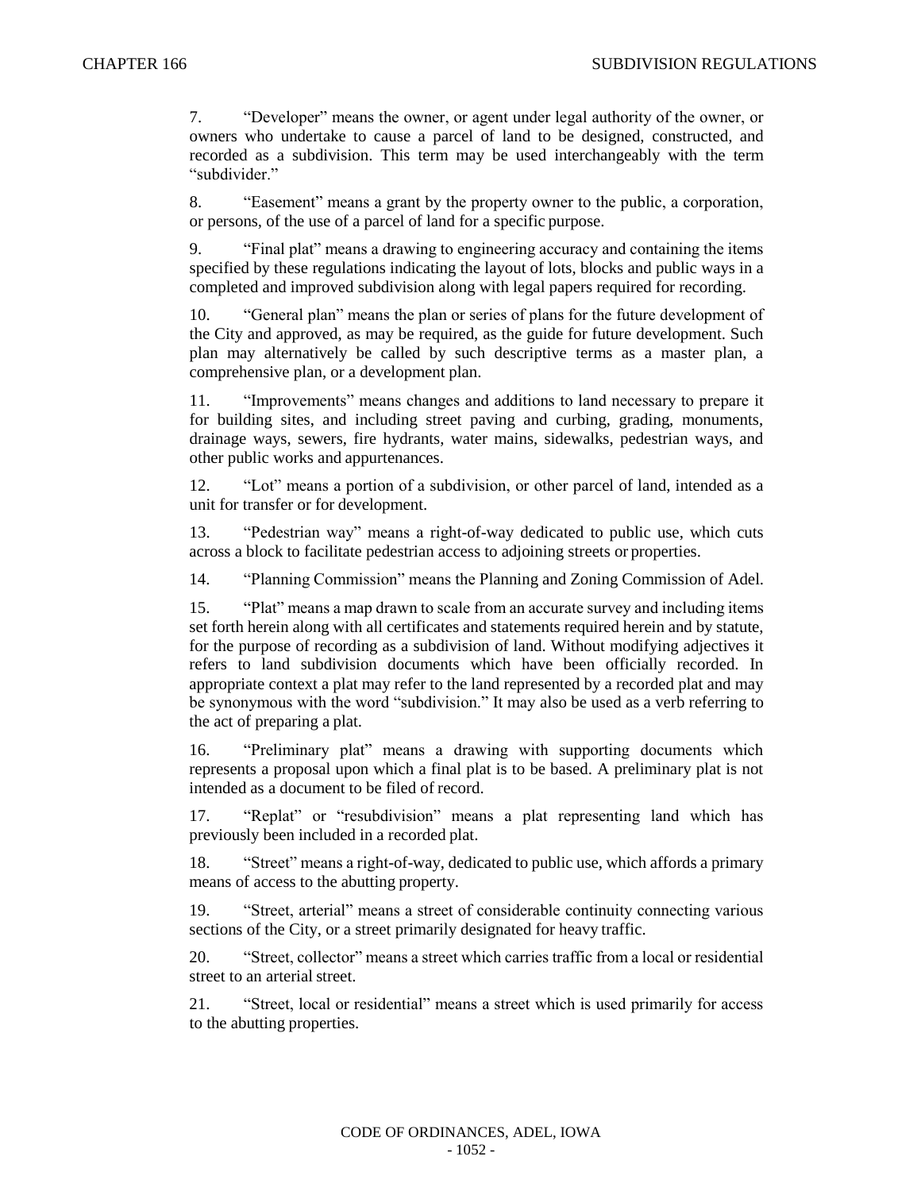7. “Developer” means the owner, or agent under legal authority of the owner, or owners who undertake to cause a parcel of land to be designed, constructed, and recorded as a subdivision. This term may be used interchangeably with the term “subdivider.”

8. “Easement” means a grant by the property owner to the public, a corporation, or persons, of the use of a parcel of land for a specific purpose.

9. “Final plat” means a drawing to engineering accuracy and containing the items specified by these regulations indicating the layout of lots, blocks and public ways in a completed and improved subdivision along with legal papers required for recording.

10. “General plan” means the plan or series of plans for the future development of the City and approved, as may be required, as the guide for future development. Such plan may alternatively be called by such descriptive terms as a master plan, a comprehensive plan, or a development plan.

11. “Improvements” means changes and additions to land necessary to prepare it for building sites, and including street paving and curbing, grading, monuments, drainage ways, sewers, fire hydrants, water mains, sidewalks, pedestrian ways, and other public works and appurtenances.

12. “Lot” means a portion of a subdivision, or other parcel of land, intended as a unit for transfer or for development.

13. “Pedestrian way” means a right-of-way dedicated to public use, which cuts across a block to facilitate pedestrian access to adjoining streets or properties.

14. “Planning Commission” means the Planning and Zoning Commission of Adel.

15. “Plat” means a map drawn to scale from an accurate survey and including items set forth herein along with all certificates and statements required herein and by statute, for the purpose of recording as a subdivision of land. Without modifying adjectives it refers to land subdivision documents which have been officially recorded. In appropriate context a plat may refer to the land represented by a recorded plat and may be synonymous with the word “subdivision.” It may also be used as a verb referring to the act of preparing a plat.

16. “Preliminary plat” means a drawing with supporting documents which represents a proposal upon which a final plat is to be based. A preliminary plat is not intended as a document to be filed of record.

17. “Replat” or “resubdivision” means a plat representing land which has previously been included in a recorded plat.

18. “Street” means a right-of-way, dedicated to public use, which affords a primary means of access to the abutting property.

19. “Street, arterial” means a street of considerable continuity connecting various sections of the City, or a street primarily designated for heavy traffic.

20. “Street, collector” means a street which carries traffic from a local or residential street to an arterial street.

21. “Street, local or residential” means a street which is used primarily for access to the abutting properties.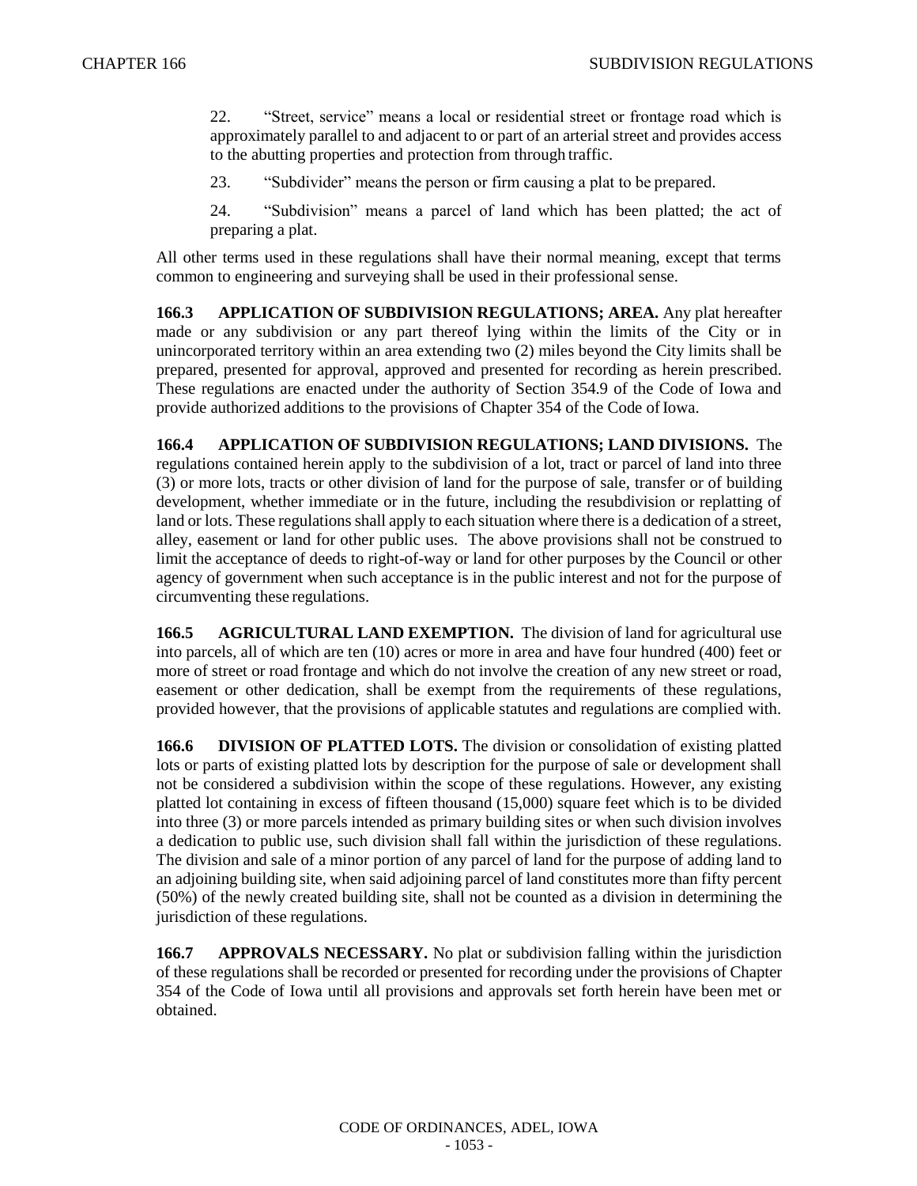22. "Street, service" means a local or residential street or frontage road which is approximately parallel to and adjacent to or part of an arterial street and provides access to the abutting properties and protection from through traffic.

23. "Subdivider" means the person or firm causing a plat to be prepared.

24. "Subdivision" means a parcel of land which has been platted; the act of preparing a plat.

All other terms used in these regulations shall have their normal meaning, except that terms common to engineering and surveying shall be used in their professional sense.

**166.3 APPLICATION OF SUBDIVISION REGULATIONS; AREA.** Any plat hereafter made or any subdivision or any part thereof lying within the limits of the City or in unincorporated territory within an area extending two (2) miles beyond the City limits shall be prepared, presented for approval, approved and presented for recording as herein prescribed. These regulations are enacted under the authority of Section 354.9 of the Code of Iowa and provide authorized additions to the provisions of Chapter 354 of the Code of Iowa.

**166.4 APPLICATION OF SUBDIVISION REGULATIONS; LAND DIVISIONS.** The regulations contained herein apply to the subdivision of a lot, tract or parcel of land into three (3) or more lots, tracts or other division of land for the purpose of sale, transfer or of building development, whether immediate or in the future, including the resubdivision or replatting of land or lots. These regulations shall apply to each situation where there is a dedication of a street, alley, easement or land for other public uses. The above provisions shall not be construed to limit the acceptance of deeds to right-of-way or land for other purposes by the Council or other agency of government when such acceptance is in the public interest and not for the purpose of circumventing these regulations.

**166.5 AGRICULTURAL LAND EXEMPTION.** The division of land for agricultural use into parcels, all of which are ten (10) acres or more in area and have four hundred (400) feet or more of street or road frontage and which do not involve the creation of any new street or road, easement or other dedication, shall be exempt from the requirements of these regulations, provided however, that the provisions of applicable statutes and regulations are complied with.

**166.6 DIVISION OF PLATTED LOTS.** The division or consolidation of existing platted lots or parts of existing platted lots by description for the purpose of sale or development shall not be considered a subdivision within the scope of these regulations. However, any existing platted lot containing in excess of fifteen thousand (15,000) square feet which is to be divided into three (3) or more parcels intended as primary building sites or when such division involves a dedication to public use, such division shall fall within the jurisdiction of these regulations. The division and sale of a minor portion of any parcel of land for the purpose of adding land to an adjoining building site, when said adjoining parcel of land constitutes more than fifty percent (50%) of the newly created building site, shall not be counted as a division in determining the jurisdiction of these regulations.

**166.7 APPROVALS NECESSARY.** No plat or subdivision falling within the jurisdiction of these regulations shall be recorded or presented for recording under the provisions of Chapter 354 of the Code of Iowa until all provisions and approvals set forth herein have been met or obtained.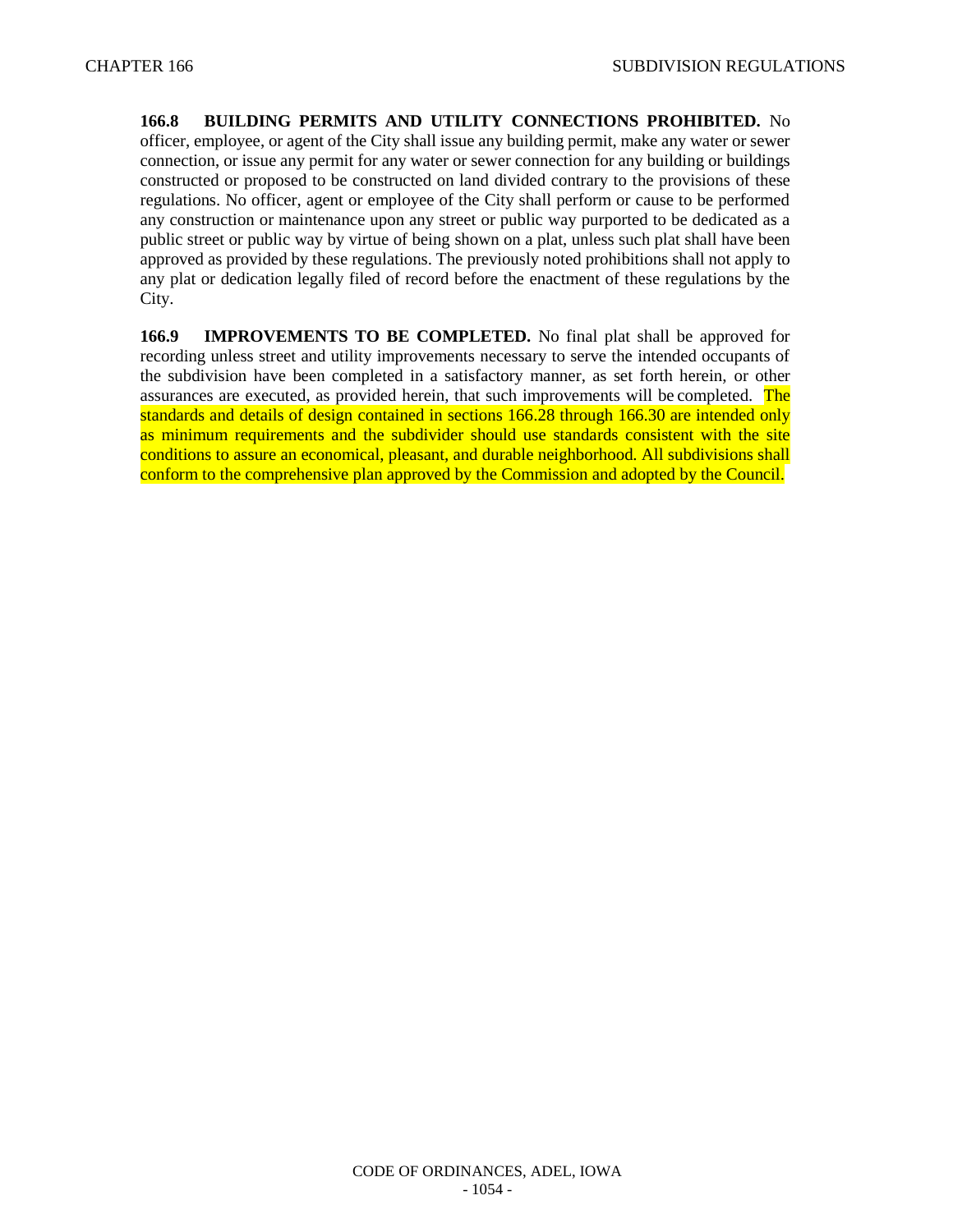**166.8 BUILDING PERMITS AND UTILITY CONNECTIONS PROHIBITED.** No officer, employee, or agent of the City shall issue any building permit, make any water or sewer connection, or issue any permit for any water or sewer connection for any building or buildings constructed or proposed to be constructed on land divided contrary to the provisions of these regulations. No officer, agent or employee of the City shall perform or cause to be performed any construction or maintenance upon any street or public way purported to be dedicated as a public street or public way by virtue of being shown on a plat, unless such plat shall have been approved as provided by these regulations. The previously noted prohibitions shall not apply to any plat or dedication legally filed of record before the enactment of these regulations by the City.

**166.9 IMPROVEMENTS TO BE COMPLETED.** No final plat shall be approved for recording unless street and utility improvements necessary to serve the intended occupants of the subdivision have been completed in a satisfactory manner, as set forth herein, or other assurances are executed, as provided herein, that such improvements will be completed. The standards and details of design contained in sections 166.28 through 166.30 are intended only as minimum requirements and the subdivider should use standards consistent with the site conditions to assure an economical, pleasant, and durable neighborhood. All subdivisions shall conform to the comprehensive plan approved by the Commission and adopted by the Council.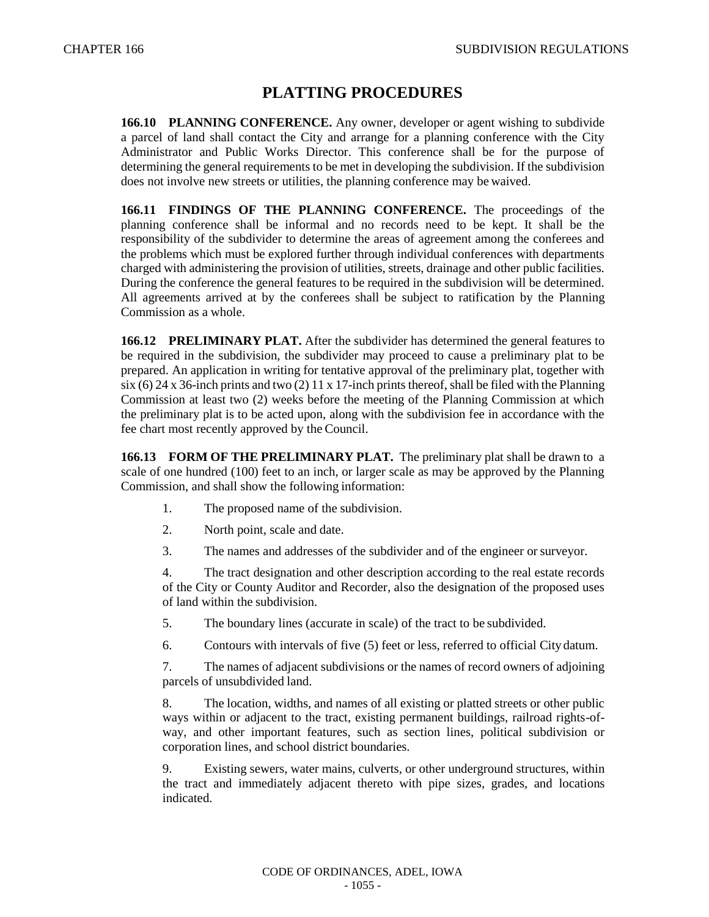# PLATTING PROCEDURES

**166.10 PLANNING CONFERENCE.** Any owner, developer or agent wishing to subdivide a parcel of land shall contact the City and arrange for a planning conference with the City Administrator and Public Works Director. This conference shall be for the purpose of determining the general requirements to be met in developing the subdivision. If the subdivision does not involve new streets or utilities, the planning conference may be waived.

**166.11 FINDINGS OF THE PLANNING CONFERENCE.** The proceedings of the planning conference shall be informal and no records need to be kept. It shall be the responsibility of the subdivider to determine the areas of agreement among the conferees and the problems which must be explored further through individual conferences with departments charged with administering the provision of utilities, streets, drainage and other public facilities. During the conference the general features to be required in the subdivision will be determined. All agreements arrived at by the conferees shall be subject to ratification by the Planning Commission as a whole.

**166.12 PRELIMINARY PLAT.** After the subdivider has determined the general features to be required in the subdivision, the subdivider may proceed to cause a preliminary plat to be prepared. An application in writing for tentative approval of the preliminary plat, together with six (6) 24 x 36-inch prints and two (2) 11 x 17-inch prints thereof, shall be filed with the Planning Commission at least two (2) weeks before the meeting of the Planning Commission at which the preliminary plat is to be acted upon, along with the subdivision fee in accordance with the fee chart most recently approved by the Council.

**166.13 FORM OF THE PRELIMINARY PLAT.** The preliminary plat shall be drawn to a scale of one hundred (100) feet to an inch, or larger scale as may be approved by the Planning Commission, and shall show the following information:

1. The proposed name of the subdivision.

2. North point, scale and date.

3. The names and addresses of the subdivider and of the engineer or surveyor.

4. The tract designation and other description according to the real estate records of the City or County Auditor and Recorder, also the designation of the proposed uses of land within the subdivision.

5. The boundary lines (accurate in scale) of the tract to be subdivided.

6. Contours with intervals of five (5) feet or less, referred to official City datum.

7. The names of adjacent subdivisions or the names of record owners of adjoining parcels of unsubdivided land.

8. The location, widths, and names of all existing or platted streets or other public ways within or adjacent to the tract, existing permanent buildings, railroad rights-of-way, and other important features, such as section lines, political subdivision or corporation lines, and school district boundaries.

9. Existing sewers, water mains, culverts, or other underground structures, within the tract and immediately adjacent thereto with pipe sizes, grades, and locations indicated.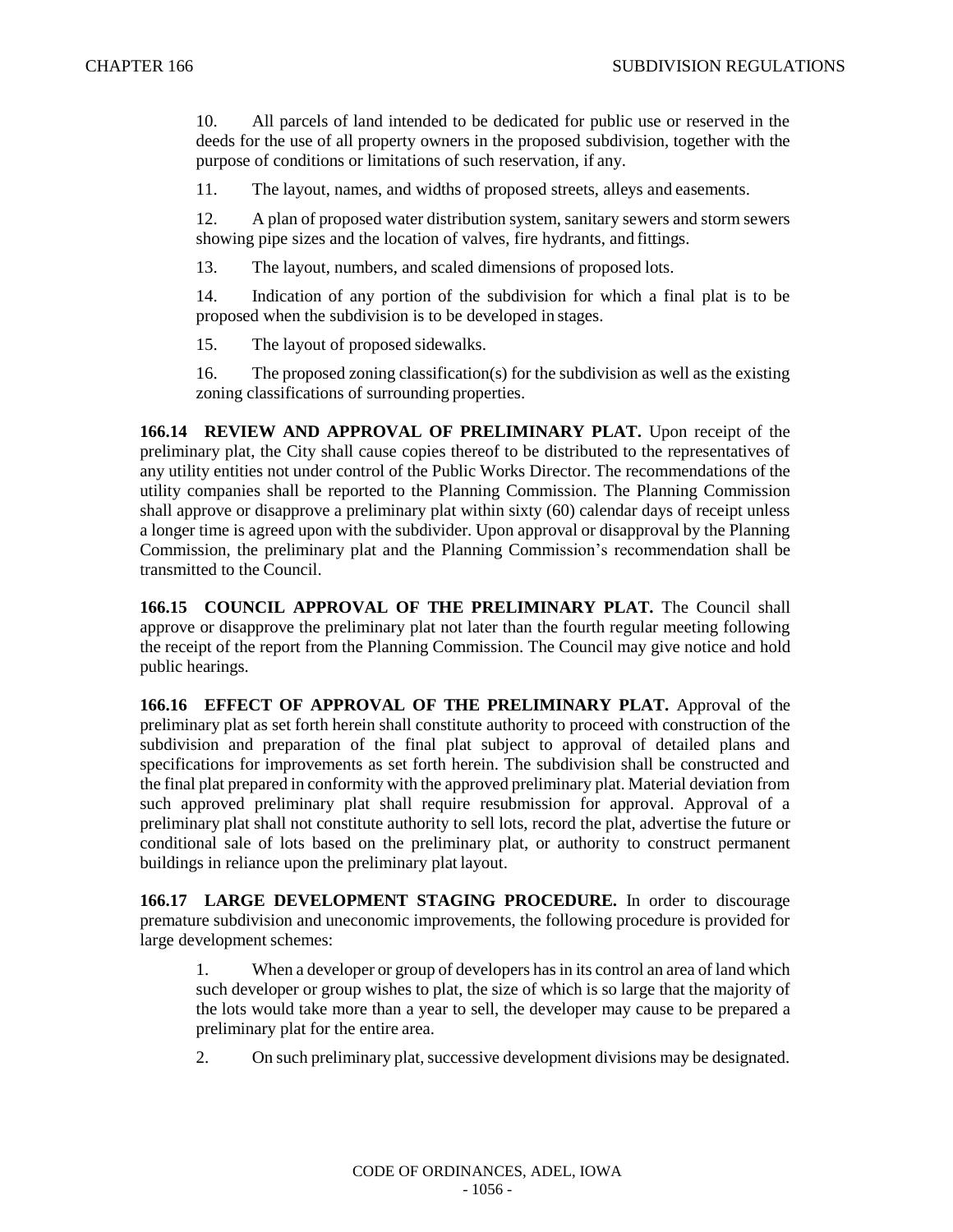10. All parcels of land intended to be dedicated for public use or reserved in the deeds for the use of all property owners in the proposed subdivision, together with the purpose of conditions or limitations of such reservation, if any.

11. The layout, names, and widths of proposed streets, alleys and easements.

12. A plan of proposed water distribution system, sanitary sewers and storm sewers showing pipe sizes and the location of valves, fire hydrants, and fittings.

13. The layout, numbers, and scaled dimensions of proposed lots.

14. Indication of any portion of the subdivision for which a final plat is to be proposed when the subdivision is to be developed in stages.

15. The layout of proposed sidewalks.

16. The proposed zoning classification(s) for the subdivision as well as the existing zoning classifications of surrounding properties.

**166.14 REVIEW AND APPROVAL OF PRELIMINARY PLAT.** Upon receipt of the preliminary plat, the City shall cause copies thereof to be distributed to the representatives of any utility entities not under control of the Public Works Director. The recommendations of the utility companies shall be reported to the Planning Commission. The Planning Commission shall approve or disapprove a preliminary plat within sixty (60) calendar days of receipt unless a longer time is agreed upon with the subdivider. Upon approval or disapproval by the Planning Commission, the preliminary plat and the Planning Commission's recommendation shall be transmitted to the Council.

**166.15 COUNCIL APPROVAL OF THE PRELIMINARY PLAT.** The Council shall approve or disapprove the preliminary plat not later than the fourth regular meeting following the receipt of the report from the Planning Commission. The Council may give notice and hold public hearings.

**166.16 EFFECT OF APPROVAL OF THE PRELIMINARY PLAT.** Approval of the preliminary plat as set forth herein shall constitute authority to proceed with construction of the subdivision and preparation of the final plat subject to approval of detailed plans and specifications for improvements as set forth herein. The subdivision shall be constructed and the final plat prepared in conformity with the approved preliminary plat. Material deviation from such approved preliminary plat shall require resubmission for approval. Approval of a preliminary plat shall not constitute authority to sell lots, record the plat, advertise the future or conditional sale of lots based on the preliminary plat, or authority to construct permanent buildings in reliance upon the preliminary plat layout.

**166.17 LARGE DEVELOPMENT STAGING PROCEDURE.** In order to discourage premature subdivision and uneconomic improvements, the following procedure is provided for large development schemes:

1. When a developer or group of developers has in its control an area of land which such developer or group wishes to plat, the size of which is so large that the majority of the lots would take more than a year to sell, the developer may cause to be prepared a preliminary plat for the entire area.

2. On such preliminary plat, successive development divisions may be designated.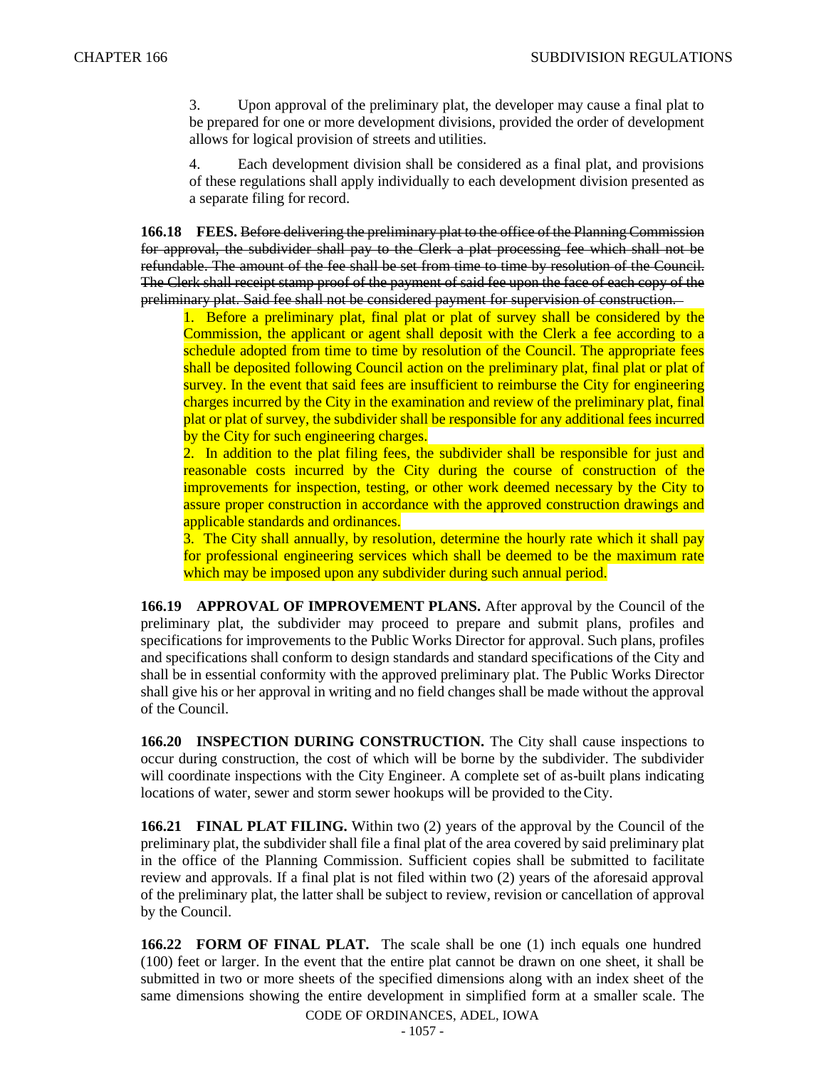3. Upon approval of the preliminary plat, the developer may cause a final plat to be prepared for one or more development divisions, provided the order of development allows for logical provision of streets and utilities.

4. Each development division shall be considered as a final plat, and provisions of these regulations shall apply individually to each development division presented as a separate filing for record.

**166.18 FEES.** ~~Before delivering the preliminary plat to the office of the Planning Commission for approval, the subdivider shall pay to the Clerk a plat processing fee which shall not be refundable. The amount of the fee shall be set from time to time by resolution of the Council. The Clerk shall receipt stamp proof of the payment of said fee upon the face of each copy of the preliminary plat. Said fee shall not be considered payment for supervision of construction.~~

1. Before a preliminary plat, final plat or plat of survey shall be considered by the Commission, the applicant or agent shall deposit with the Clerk a fee according to a schedule adopted from time to time by resolution of the Council. The appropriate fees shall be deposited following Council action on the preliminary plat, final plat or plat of survey. In the event that said fees are insufficient to reimburse the City for engineering charges incurred by the City in the examination and review of the preliminary plat, final plat or plat of survey, the subdivider shall be responsible for any additional fees incurred by the City for such engineering charges.
2. In addition to the plat filing fees, the subdivider shall be responsible for just and reasonable costs incurred by the City during the course of construction of the improvements for inspection, testing, or other work deemed necessary by the City to assure proper construction in accordance with the approved construction drawings and applicable standards and ordinances.
3. The City shall annually, by resolution, determine the hourly rate which it shall pay for professional engineering services which shall be deemed to be the maximum rate which may be imposed upon any subdivider during such annual period.

**166.19 APPROVAL OF IMPROVEMENT PLANS.** After approval by the Council of the preliminary plat, the subdivider may proceed to prepare and submit plans, profiles and specifications for improvements to the Public Works Director for approval. Such plans, profiles and specifications shall conform to design standards and standard specifications of the City and shall be in essential conformity with the approved preliminary plat. The Public Works Director shall give his or her approval in writing and no field changes shall be made without the approval of the Council.

**166.20 INSPECTION DURING CONSTRUCTION.** The City shall cause inspections to occur during construction, the cost of which will be borne by the subdivider. The subdivider will coordinate inspections with the City Engineer. A complete set of as-built plans indicating locations of water, sewer and storm sewer hookups will be provided to the City.

**166.21 FINAL PLAT FILING.** Within two (2) years of the approval by the Council of the preliminary plat, the subdivider shall file a final plat of the area covered by said preliminary plat in the office of the Planning Commission. Sufficient copies shall be submitted to facilitate review and approvals. If a final plat is not filed within two (2) years of the aforesaid approval of the preliminary plat, the latter shall be subject to review, revision or cancellation of approval by the Council.

**166.22 FORM OF FINAL PLAT.** The scale shall be one (1) inch equals one hundred (100) feet or larger. In the event that the entire plat cannot be drawn on one sheet, it shall be submitted in two or more sheets of the specified dimensions along with an index sheet of the same dimensions showing the entire development in simplified form at a smaller scale. The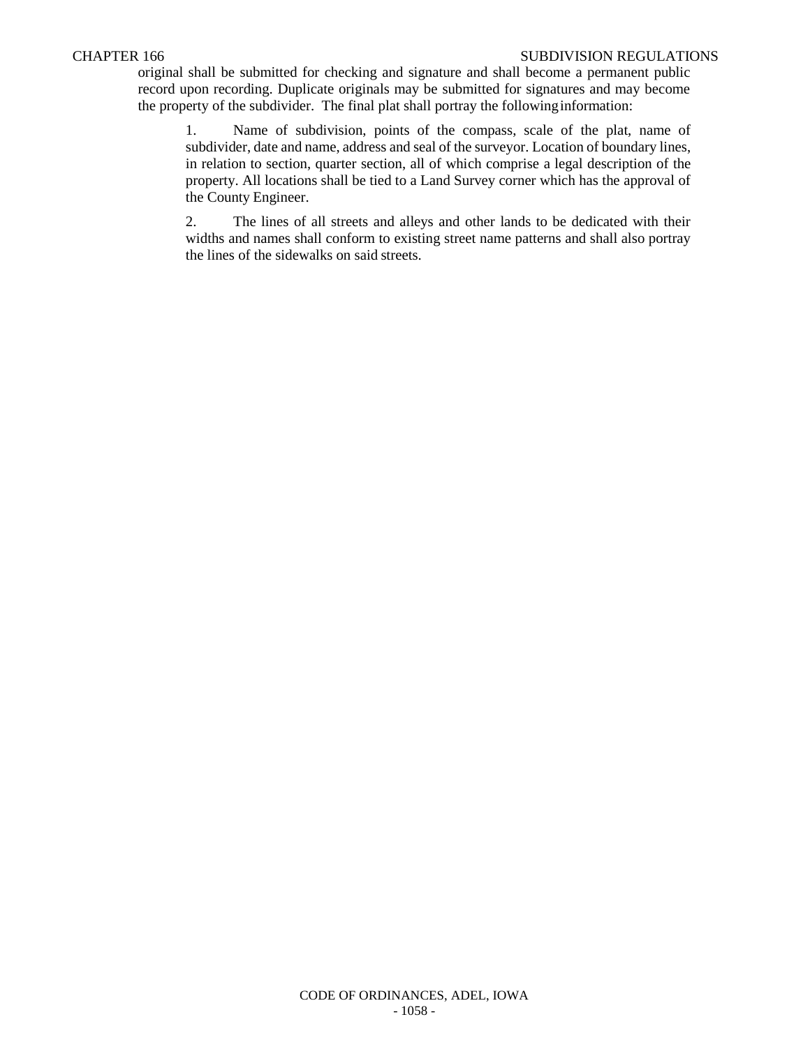original shall be submitted for checking and signature and shall become a permanent public record upon recording. Duplicate originals may be submitted for signatures and may become the property of the subdivider. The final plat shall portray the following information:

1. Name of subdivision, points of the compass, scale of the plat, name of subdivider, date and name, address and seal of the surveyor. Location of boundary lines, in relation to section, quarter section, all of which comprise a legal description of the property. All locations shall be tied to a Land Survey corner which has the approval of the County Engineer.

2. The lines of all streets and alleys and other lands to be dedicated with their widths and names shall conform to existing street name patterns and shall also portray the lines of the sidewalks on said streets.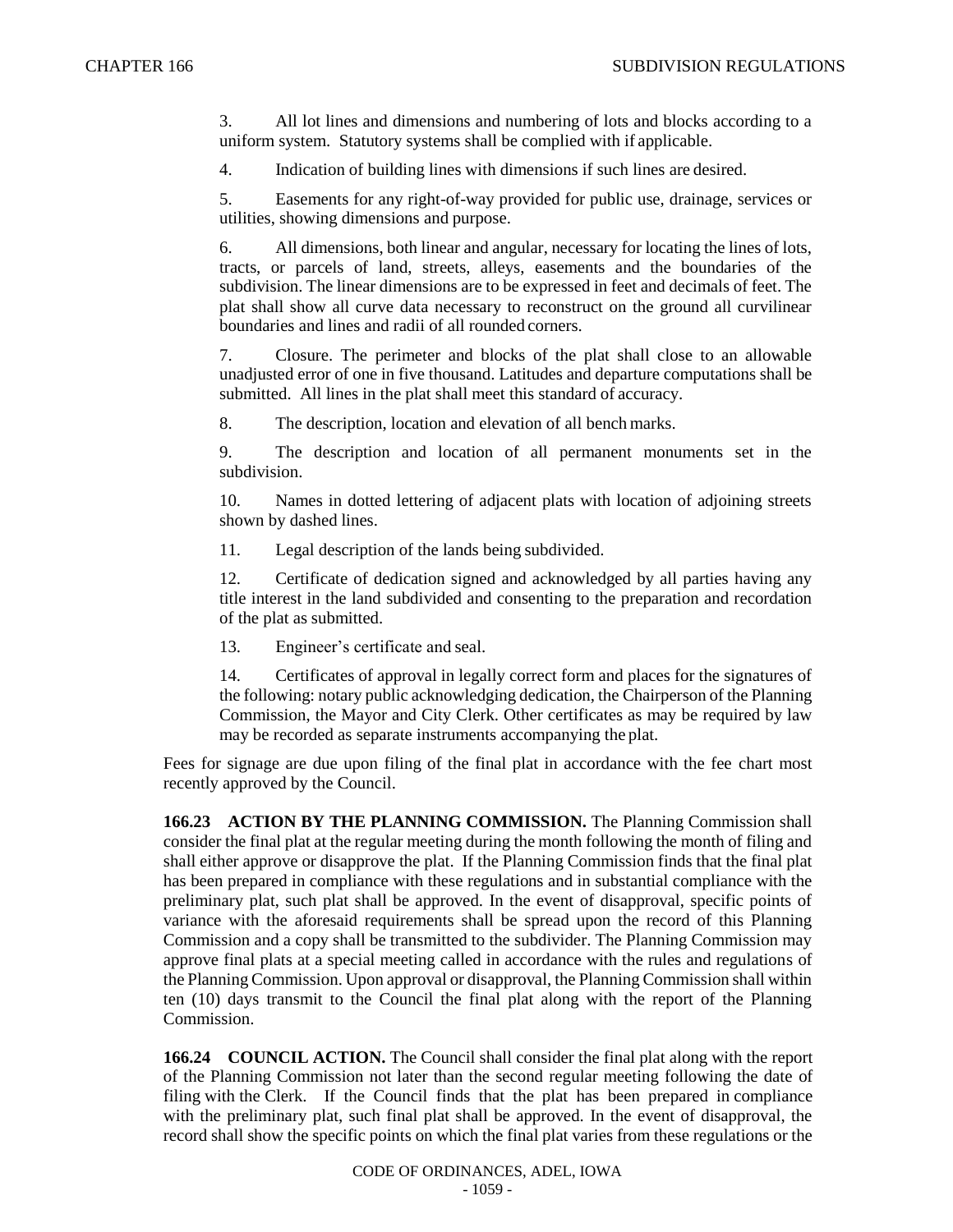3. All lot lines and dimensions and numbering of lots and blocks according to a uniform system. Statutory systems shall be complied with if applicable.

4. Indication of building lines with dimensions if such lines are desired.

5. Easements for any right-of-way provided for public use, drainage, services or utilities, showing dimensions and purpose.

6. All dimensions, both linear and angular, necessary for locating the lines of lots, tracts, or parcels of land, streets, alleys, easements and the boundaries of the subdivision. The linear dimensions are to be expressed in feet and decimals of feet. The plat shall show all curve data necessary to reconstruct on the ground all curvilinear boundaries and lines and radii of all rounded corners.

7. Closure. The perimeter and blocks of the plat shall close to an allowable unadjusted error of one in five thousand. Latitudes and departure computations shall be submitted. All lines in the plat shall meet this standard of accuracy.

8. The description, location and elevation of all bench marks.

9. The description and location of all permanent monuments set in the subdivision.

10. Names in dotted lettering of adjacent plats with location of adjoining streets shown by dashed lines.

11. Legal description of the lands being subdivided.

12. Certificate of dedication signed and acknowledged by all parties having any title interest in the land subdivided and consenting to the preparation and recordation of the plat as submitted.

13. Engineer's certificate and seal.

14. Certificates of approval in legally correct form and places for the signatures of the following: notary public acknowledging dedication, the Chairperson of the Planning Commission, the Mayor and City Clerk. Other certificates as may be required by law may be recorded as separate instruments accompanying the plat.

Fees for signage are due upon filing of the final plat in accordance with the fee chart most recently approved by the Council.

**166.23 ACTION BY THE PLANNING COMMISSION.** The Planning Commission shall consider the final plat at the regular meeting during the month following the month of filing and shall either approve or disapprove the plat. If the Planning Commission finds that the final plat has been prepared in compliance with these regulations and in substantial compliance with the preliminary plat, such plat shall be approved. In the event of disapproval, specific points of variance with the aforesaid requirements shall be spread upon the record of this Planning Commission and a copy shall be transmitted to the subdivider. The Planning Commission may approve final plats at a special meeting called in accordance with the rules and regulations of the Planning Commission. Upon approval or disapproval, the Planning Commission shall within ten (10) days transmit to the Council the final plat along with the report of the Planning Commission.

**166.24 COUNCIL ACTION.** The Council shall consider the final plat along with the report of the Planning Commission not later than the second regular meeting following the date of filing with the Clerk. If the Council finds that the plat has been prepared in compliance with the preliminary plat, such final plat shall be approved. In the event of disapproval, the record shall show the specific points on which the final plat varies from these regulations or the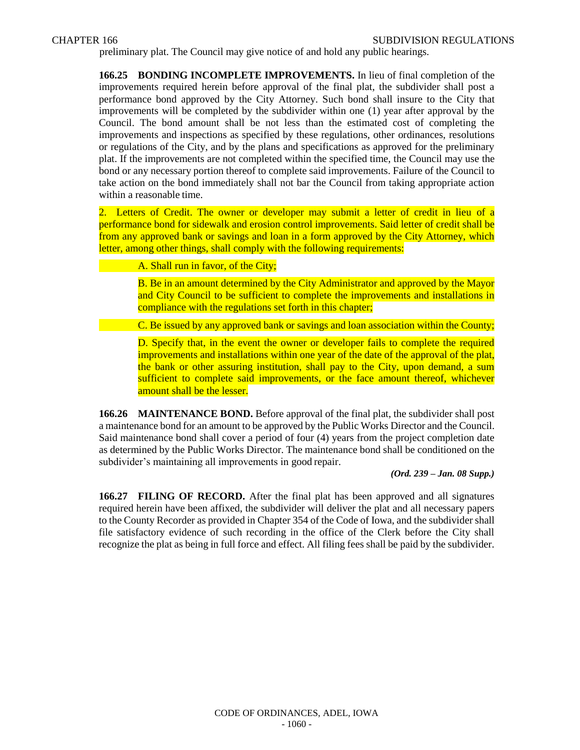preliminary plat. The Council may give notice of and hold any public hearings.

**166.25 BONDING INCOMPLETE IMPROVEMENTS.** In lieu of final completion of the improvements required herein before approval of the final plat, the subdivider shall post a performance bond approved by the City Attorney. Such bond shall insure to the City that improvements will be completed by the subdivider within one (1) year after approval by the Council. The bond amount shall be not less than the estimated cost of completing the improvements and inspections as specified by these regulations, other ordinances, resolutions or regulations of the City, and by the plans and specifications as approved for the preliminary plat. If the improvements are not completed within the specified time, the Council may use the bond or any necessary portion thereof to complete said improvements. Failure of the Council to take action on the bond immediately shall not bar the Council from taking appropriate action within a reasonable time.

2. Letters of Credit. The owner or developer may submit a letter of credit in lieu of a performance bond for sidewalk and erosion control improvements. Said letter of credit shall be from any approved bank or savings and loan in a form approved by the City Attorney, which letter, among other things, shall comply with the following requirements:

A. Shall run in favor, of the City;

B. Be in an amount determined by the City Administrator and approved by the Mayor and City Council to be sufficient to complete the improvements and installations in compliance with the regulations set forth in this chapter;

C. Be issued by any approved bank or savings and loan association within the County;

D. Specify that, in the event the owner or developer fails to complete the required improvements and installations within one year of the date of the approval of the plat, the bank or other assuring institution, shall pay to the City, upon demand, a sum sufficient to complete said improvements, or the face amount thereof, whichever amount shall be the lesser.

**166.26 MAINTENANCE BOND.** Before approval of the final plat, the subdivider shall post a maintenance bond for an amount to be approved by the Public Works Director and the Council. Said maintenance bond shall cover a period of four (4) years from the project completion date as determined by the Public Works Director. The maintenance bond shall be conditioned on the subdivider's maintaining all improvements in good repair.

***(Ord. 239 – Jan. 08 Supp.)***

**166.27 FILING OF RECORD.** After the final plat has been approved and all signatures required herein have been affixed, the subdivider will deliver the plat and all necessary papers to the County Recorder as provided in Chapter 354 of the Code of Iowa, and the subdivider shall file satisfactory evidence of such recording in the office of the Clerk before the City shall recognize the plat as being in full force and effect. All filing fees shall be paid by the subdivider.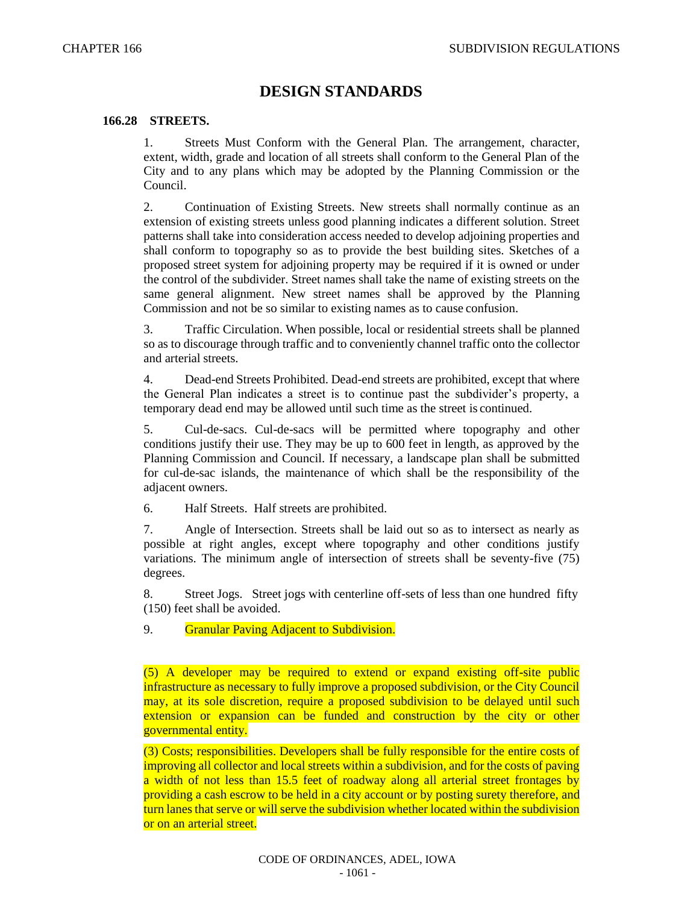# DESIGN STANDARDS

## 166.28 STREETS.

1. Streets Must Conform with the General Plan. The arrangement, character, extent, width, grade and location of all streets shall conform to the General Plan of the City and to any plans which may be adopted by the Planning Commission or the Council.

2. Continuation of Existing Streets. New streets shall normally continue as an extension of existing streets unless good planning indicates a different solution. Street patterns shall take into consideration access needed to develop adjoining properties and shall conform to topography so as to provide the best building sites. Sketches of a proposed street system for adjoining property may be required if it is owned or under the control of the subdivider. Street names shall take the name of existing streets on the same general alignment. New street names shall be approved by the Planning Commission and not be so similar to existing names as to cause confusion.

3. Traffic Circulation. When possible, local or residential streets shall be planned so as to discourage through traffic and to conveniently channel traffic onto the collector and arterial streets.

4. Dead-end Streets Prohibited. Dead-end streets are prohibited, except that where the General Plan indicates a street is to continue past the subdivider's property, a temporary dead end may be allowed until such time as the street is continued.

5. Cul-de-sacs. Cul-de-sacs will be permitted where topography and other conditions justify their use. They may be up to 600 feet in length, as approved by the Planning Commission and Council. If necessary, a landscape plan shall be submitted for cul-de-sac islands, the maintenance of which shall be the responsibility of the adjacent owners.

6. Half Streets. Half streets are prohibited.

7. Angle of Intersection. Streets shall be laid out so as to intersect as nearly as possible at right angles, except where topography and other conditions justify variations. The minimum angle of intersection of streets shall be seventy-five (75) degrees.

8. Street Jogs. Street jogs with centerline off-sets of less than one hundred fifty (150) feet shall be avoided.

9. Granular Paving Adjacent to Subdivision.

(5) A developer may be required to extend or expand existing off-site public infrastructure as necessary to fully improve a proposed subdivision, or the City Council may, at its sole discretion, require a proposed subdivision to be delayed until such extension or expansion can be funded and construction by the city or other governmental entity.

(3) Costs; responsibilities. Developers shall be fully responsible for the entire costs of improving all collector and local streets within a subdivision, and for the costs of paving a width of not less than 15.5 feet of roadway along all arterial street frontages by providing a cash escrow to be held in a city account or by posting surety therefore, and turn lanes that serve or will serve the subdivision whether located within the subdivision or on an arterial street.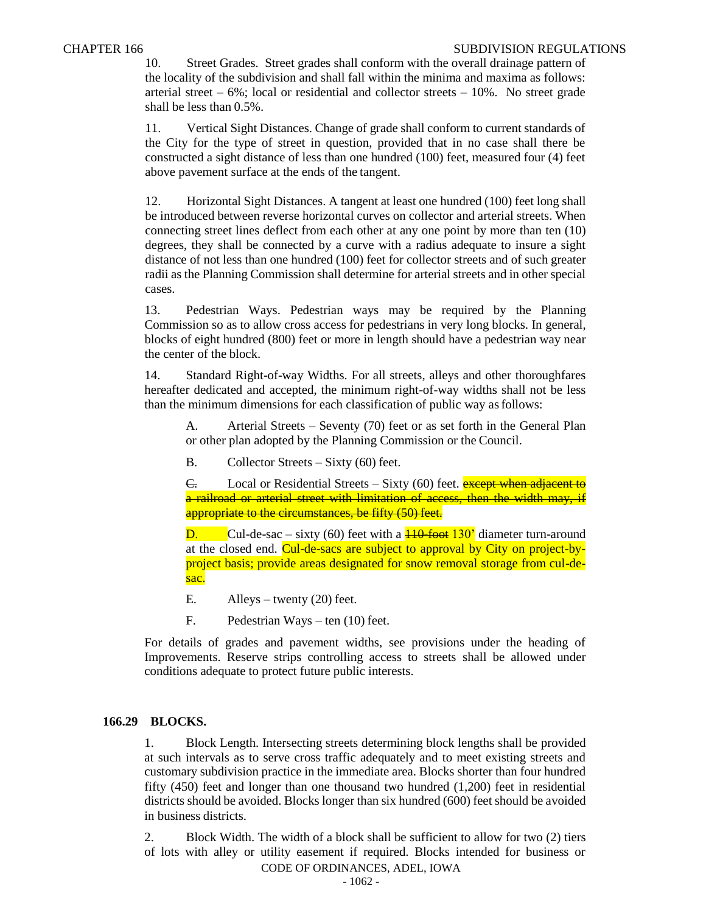10. Street Grades. Street grades shall conform with the overall drainage pattern of the locality of the subdivision and shall fall within the minima and maxima as follows: arterial street – 6%; local or residential and collector streets – 10%. No street grade shall be less than 0.5%.

11. Vertical Sight Distances. Change of grade shall conform to current standards of the City for the type of street in question, provided that in no case shall there be constructed a sight distance of less than one hundred (100) feet, measured four (4) feet above pavement surface at the ends of the tangent.

12. Horizontal Sight Distances. A tangent at least one hundred (100) feet long shall be introduced between reverse horizontal curves on collector and arterial streets. When connecting street lines deflect from each other at any one point by more than ten (10) degrees, they shall be connected by a curve with a radius adequate to insure a sight distance of not less than one hundred (100) feet for collector streets and of such greater radii as the Planning Commission shall determine for arterial streets and in other special cases.

13. Pedestrian Ways. Pedestrian ways may be required by the Planning Commission so as to allow cross access for pedestrians in very long blocks. In general, blocks of eight hundred (800) feet or more in length should have a pedestrian way near the center of the block.

14. Standard Right-of-way Widths. For all streets, alleys and other thoroughfares hereafter dedicated and accepted, the minimum right-of-way widths shall not be less than the minimum dimensions for each classification of public way as follows:

A. Arterial Streets – Seventy (70) feet or as set forth in the General Plan or other plan adopted by the Planning Commission or the Council.

B. Collector Streets – Sixty (60) feet.

~~C.~~ Local or Residential Streets – Sixty (60) feet. ~~except when adjacent to a railroad or arterial street with limitation of access, then the width may, if appropriate to the circumstances, be fifty (50) feet.~~

D. Cul-de-sac – sixty (60) feet with a ~~110-foot~~ 130' diameter turn-around at the closed end. Cul-de-sacs are subject to approval by City on project-by-project basis; provide areas designated for snow removal storage from cul-de-sac.

E. Alleys – twenty (20) feet.

F. Pedestrian Ways – ten (10) feet.

For details of grades and pavement widths, see provisions under the heading of Improvements. Reserve strips controlling access to streets shall be allowed under conditions adequate to protect future public interests.

## 166.29 BLOCKS.

1. Block Length. Intersecting streets determining block lengths shall be provided at such intervals as to serve cross traffic adequately and to meet existing streets and customary subdivision practice in the immediate area. Blocks shorter than four hundred fifty (450) feet and longer than one thousand two hundred (1,200) feet in residential districts should be avoided. Blocks longer than six hundred (600) feet should be avoided in business districts.

2. Block Width. The width of a block shall be sufficient to allow for two (2) tiers of lots with alley or utility easement if required. Blocks intended for business or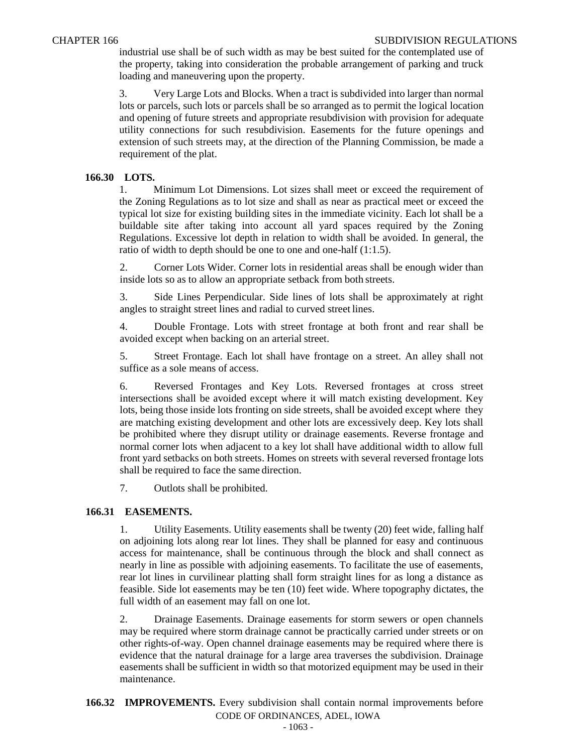industrial use shall be of such width as may be best suited for the contemplated use of the property, taking into consideration the probable arrangement of parking and truck loading and maneuvering upon the property.

3. Very Large Lots and Blocks. When a tract is subdivided into larger than normal lots or parcels, such lots or parcels shall be so arranged as to permit the logical location and opening of future streets and appropriate resubdivision with provision for adequate utility connections for such resubdivision. Easements for the future openings and extension of such streets may, at the direction of the Planning Commission, be made a requirement of the plat.

**166.30 LOTS.**

1. Minimum Lot Dimensions. Lot sizes shall meet or exceed the requirement of the Zoning Regulations as to lot size and shall as near as practical meet or exceed the typical lot size for existing building sites in the immediate vicinity. Each lot shall be a buildable site after taking into account all yard spaces required by the Zoning Regulations. Excessive lot depth in relation to width shall be avoided. In general, the ratio of width to depth should be one to one and one-half (1:1.5).

2. Corner Lots Wider. Corner lots in residential areas shall be enough wider than inside lots so as to allow an appropriate setback from both streets.

3. Side Lines Perpendicular. Side lines of lots shall be approximately at right angles to straight street lines and radial to curved street lines.

4. Double Frontage. Lots with street frontage at both front and rear shall be avoided except when backing on an arterial street.

5. Street Frontage. Each lot shall have frontage on a street. An alley shall not suffice as a sole means of access.

6. Reversed Frontages and Key Lots. Reversed frontages at cross street intersections shall be avoided except where it will match existing development. Key lots, being those inside lots fronting on side streets, shall be avoided except where they are matching existing development and other lots are excessively deep. Key lots shall be prohibited where they disrupt utility or drainage easements. Reverse frontage and normal corner lots when adjacent to a key lot shall have additional width to allow full front yard setbacks on both streets. Homes on streets with several reversed frontage lots shall be required to face the same direction.

7. Outlots shall be prohibited.

**166.31 EASEMENTS.**

1. Utility Easements. Utility easements shall be twenty (20) feet wide, falling half on adjoining lots along rear lot lines. They shall be planned for easy and continuous access for maintenance, shall be continuous through the block and shall connect as nearly in line as possible with adjoining easements. To facilitate the use of easements, rear lot lines in curvilinear platting shall form straight lines for as long a distance as feasible. Side lot easements may be ten (10) feet wide. Where topography dictates, the full width of an easement may fall on one lot.

2. Drainage Easements. Drainage easements for storm sewers or open channels may be required where storm drainage cannot be practically carried under streets or on other rights-of-way. Open channel drainage easements may be required where there is evidence that the natural drainage for a large area traverses the subdivision. Drainage easements shall be sufficient in width so that motorized equipment may be used in their maintenance.

**166.32 IMPROVEMENTS.** Every subdivision shall contain normal improvements before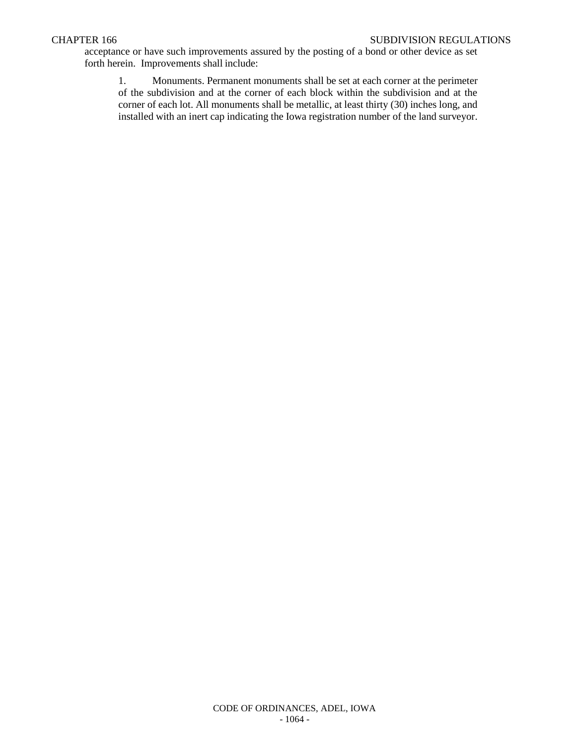acceptance or have such improvements assured by the posting of a bond or other device as set forth herein. Improvements shall include:

1. Monuments. Permanent monuments shall be set at each corner at the perimeter of the subdivision and at the corner of each block within the subdivision and at the corner of each lot. All monuments shall be metallic, at least thirty (30) inches long, and installed with an inert cap indicating the Iowa registration number of the land surveyor.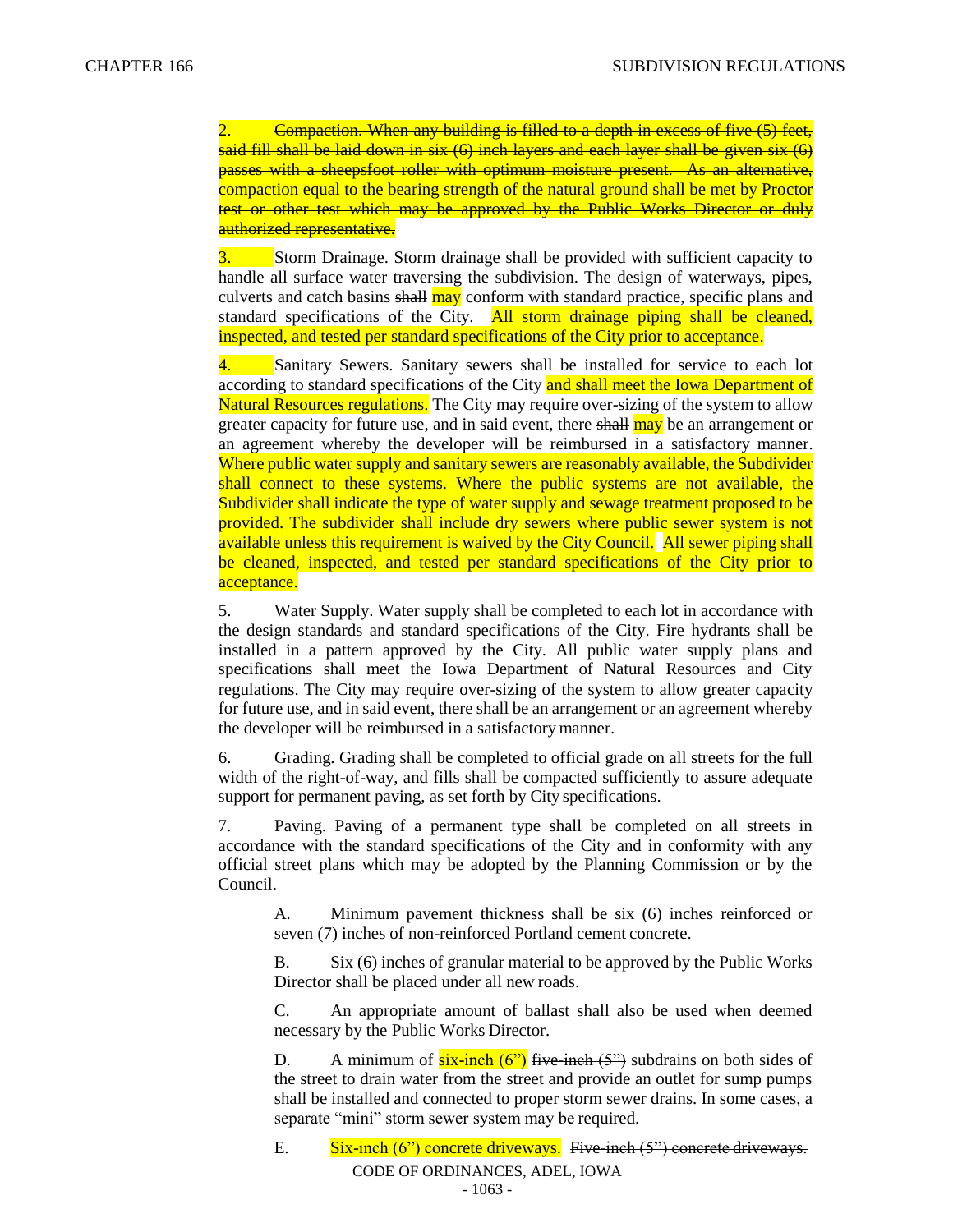2. ~~Compaction. When any building is filled to a depth in excess of five (5) feet, said fill shall be laid down in six (6) inch layers and each layer shall be given six (6) passes with a sheepsfoot roller with optimum moisture present. As an alternative, compaction equal to the bearing strength of the natural ground shall be met by Proctor test or other test which may be approved by the Public Works Director or duly authorized representative.~~

3. Storm Drainage. Storm drainage shall be provided with sufficient capacity to handle all surface water traversing the subdivision. The design of waterways, pipes, culverts and catch basins ~~shall~~ may conform with standard practice, specific plans and standard specifications of the City. All storm drainage piping shall be cleaned, inspected, and tested per standard specifications of the City prior to acceptance.

4. Sanitary Sewers. Sanitary sewers shall be installed for service to each lot according to standard specifications of the City and shall meet the Iowa Department of Natural Resources regulations. The City may require over-sizing of the system to allow greater capacity for future use, and in said event, there ~~shall~~ may be an arrangement or an agreement whereby the developer will be reimbursed in a satisfactory manner. Where public water supply and sanitary sewers are reasonably available, the Subdivider shall connect to these systems. Where the public systems are not available, the Subdivider shall indicate the type of water supply and sewage treatment proposed to be provided. The subdivider shall include dry sewers where public sewer system is not available unless this requirement is waived by the City Council. All sewer piping shall be cleaned, inspected, and tested per standard specifications of the City prior to acceptance.

5. Water Supply. Water supply shall be completed to each lot in accordance with the design standards and standard specifications of the City. Fire hydrants shall be installed in a pattern approved by the City. All public water supply plans and specifications shall meet the Iowa Department of Natural Resources and City regulations. The City may require over-sizing of the system to allow greater capacity for future use, and in said event, there shall be an arrangement or an agreement whereby the developer will be reimbursed in a satisfactory manner.

6. Grading. Grading shall be completed to official grade on all streets for the full width of the right-of-way, and fills shall be compacted sufficiently to assure adequate support for permanent paving, as set forth by City specifications.

7. Paving. Paving of a permanent type shall be completed on all streets in accordance with the standard specifications of the City and in conformity with any official street plans which may be adopted by the Planning Commission or by the Council.

   A. Minimum pavement thickness shall be six (6) inches reinforced or seven (7) inches of non-reinforced Portland cement concrete.

   B. Six (6) inches of granular material to be approved by the Public Works Director shall be placed under all new roads.

   C. An appropriate amount of ballast shall also be used when deemed necessary by the Public Works Director.

   D. A minimum of six-inch (6") ~~five-inch (5")~~ subdrains on both sides of the street to drain water from the street and provide an outlet for sump pumps shall be installed and connected to proper storm sewer drains. In some cases, a separate "mini" storm sewer system may be required.

   E. Six-inch (6") concrete driveways. ~~Five-inch (5") concrete driveways.~~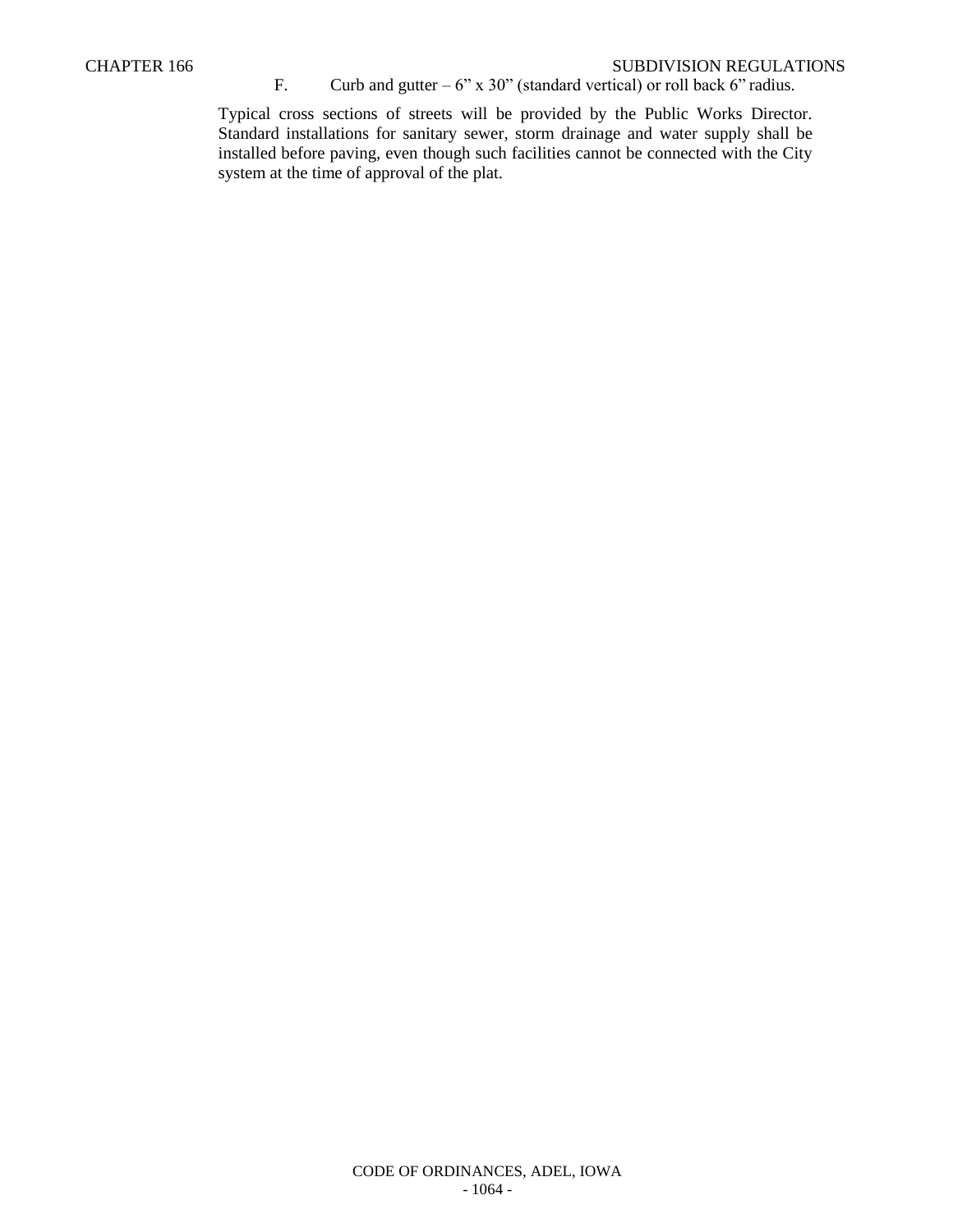F. Curb and gutter – 6" x 30" (standard vertical) or roll back 6" radius.

Typical cross sections of streets will be provided by the Public Works Director. Standard installations for sanitary sewer, storm drainage and water supply shall be installed before paving, even though such facilities cannot be connected with the City system at the time of approval of the plat.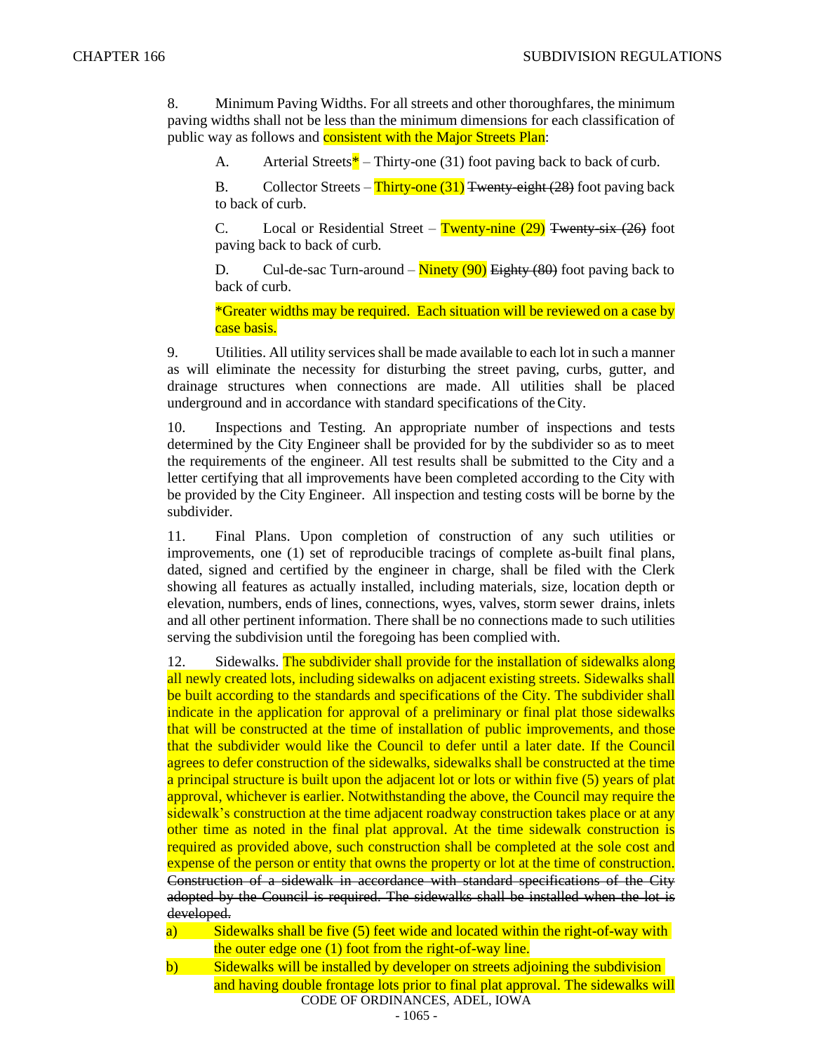8. Minimum Paving Widths. For all streets and other thoroughfares, the minimum paving widths shall not be less than the minimum dimensions for each classification of public way as follows and consistent with the Major Streets Plan:

A. Arterial Streets* – Thirty-one (31) foot paving back to back of curb.

B. Collector Streets – Thirty-one (31) ~~Twenty-eight (28)~~ foot paving back to back of curb.

C. Local or Residential Street – Twenty-nine (29) ~~Twenty-six (26)~~ foot paving back to back of curb.

D. Cul-de-sac Turn-around – Ninety (90) ~~Eighty (80)~~ foot paving back to back of curb.

*Greater widths may be required. Each situation will be reviewed on a case by case basis.

9. Utilities. All utility services shall be made available to each lot in such a manner as will eliminate the necessity for disturbing the street paving, curbs, gutter, and drainage structures when connections are made. All utilities shall be placed underground and in accordance with standard specifications of the City.

10. Inspections and Testing. An appropriate number of inspections and tests determined by the City Engineer shall be provided for by the subdivider so as to meet the requirements of the engineer. All test results shall be submitted to the City and a letter certifying that all improvements have been completed according to the City with be provided by the City Engineer. All inspection and testing costs will be borne by the subdivider.

11. Final Plans. Upon completion of construction of any such utilities or improvements, one (1) set of reproducible tracings of complete as-built final plans, dated, signed and certified by the engineer in charge, shall be filed with the Clerk showing all features as actually installed, including materials, size, location depth or elevation, numbers, ends of lines, connections, wyes, valves, storm sewer drains, inlets and all other pertinent information. There shall be no connections made to such utilities serving the subdivision until the foregoing has been complied with.

12. Sidewalks. The subdivider shall provide for the installation of sidewalks along all newly created lots, including sidewalks on adjacent existing streets. Sidewalks shall be built according to the standards and specifications of the City. The subdivider shall indicate in the application for approval of a preliminary or final plat those sidewalks that will be constructed at the time of installation of public improvements, and those that the subdivider would like the Council to defer until a later date. If the Council agrees to defer construction of the sidewalks, sidewalks shall be constructed at the time a principal structure is built upon the adjacent lot or lots or within five (5) years of plat approval, whichever is earlier. Notwithstanding the above, the Council may require the sidewalk's construction at the time adjacent roadway construction takes place or at any other time as noted in the final plat approval. At the time sidewalk construction is required as provided above, such construction shall be completed at the sole cost and expense of the person or entity that owns the property or lot at the time of construction. ~~Construction of a sidewalk in accordance with standard specifications of the City adopted by the Council is required. The sidewalks shall be installed when the lot is developed.~~

a) Sidewalks shall be five (5) feet wide and located within the right-of-way with the outer edge one (1) foot from the right-of-way line.

b) Sidewalks will be installed by developer on streets adjoining the subdivision and having double frontage lots prior to final plat approval. The sidewalks will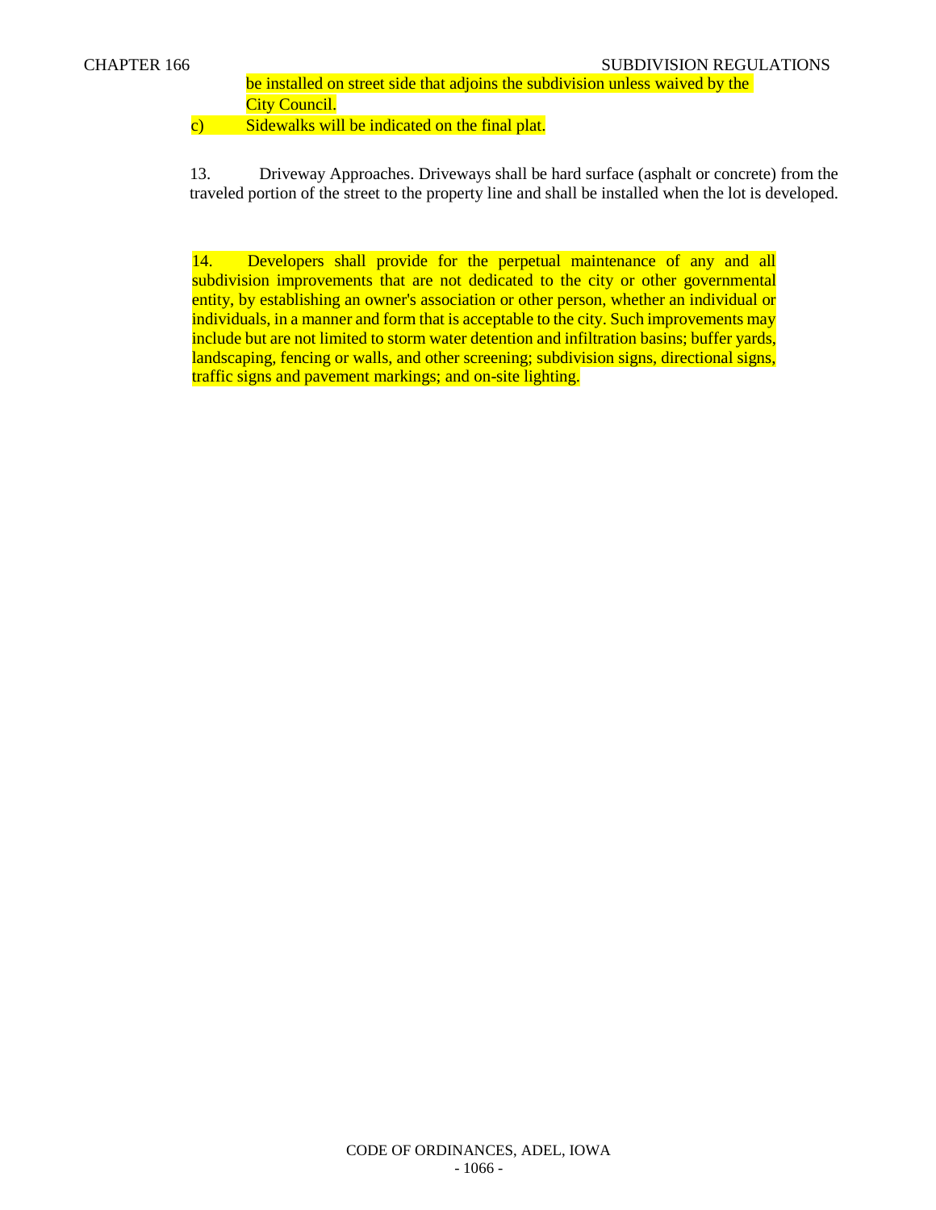be installed on street side that adjoins the subdivision unless waived by the City Council.

c) Sidewalks will be indicated on the final plat.

13. Driveway Approaches. Driveways shall be hard surface (asphalt or concrete) from the traveled portion of the street to the property line and shall be installed when the lot is developed.

14. Developers shall provide for the perpetual maintenance of any and all subdivision improvements that are not dedicated to the city or other governmental entity, by establishing an owner's association or other person, whether an individual or individuals, in a manner and form that is acceptable to the city. Such improvements may include but are not limited to storm water detention and infiltration basins; buffer yards, landscaping, fencing or walls, and other screening; subdivision signs, directional signs, traffic signs and pavement markings; and on-site lighting.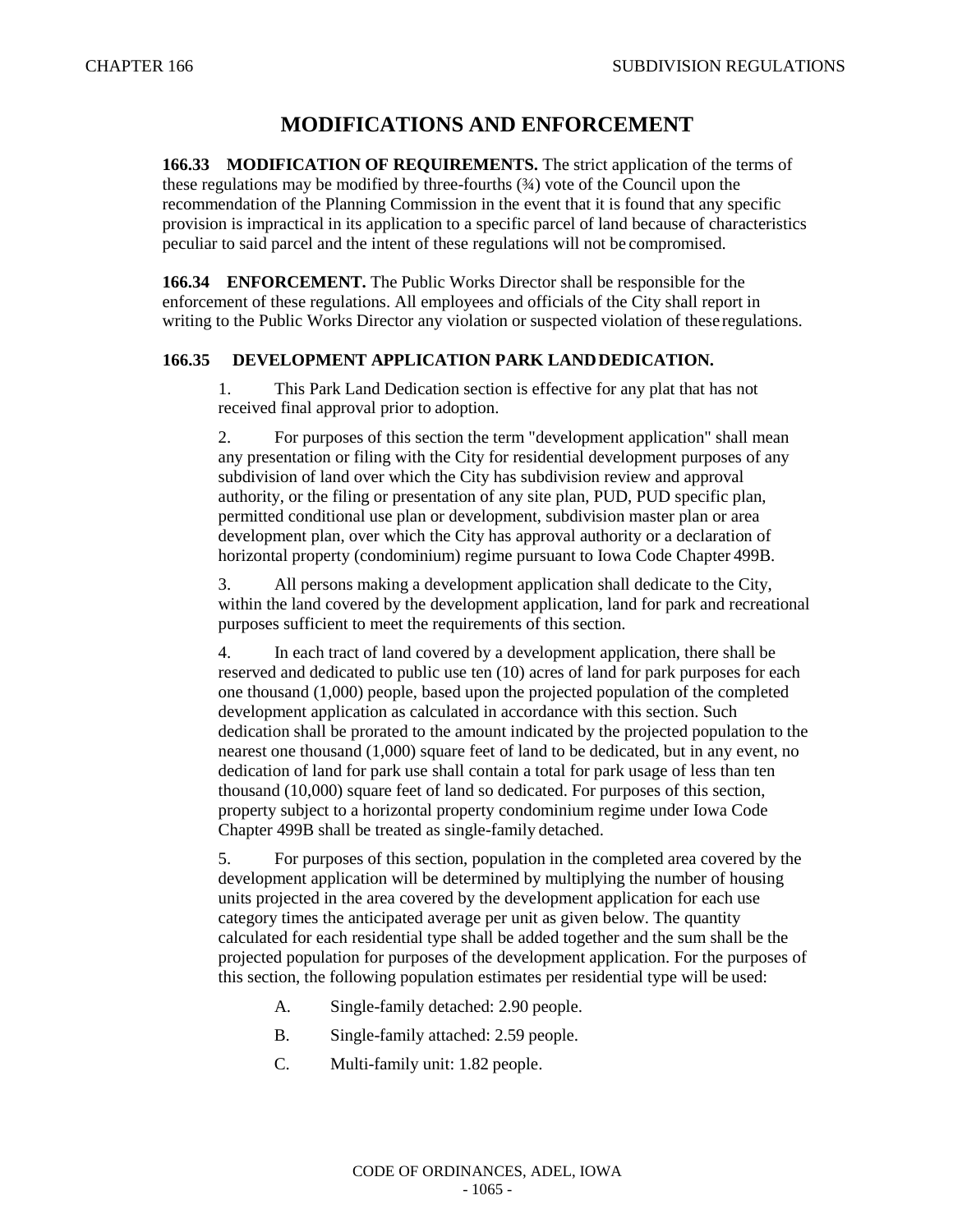# MODIFICATIONS AND ENFORCEMENT

**166.33 MODIFICATION OF REQUIREMENTS.** The strict application of the terms of these regulations may be modified by three-fourths (¾) vote of the Council upon the recommendation of the Planning Commission in the event that it is found that any specific provision is impractical in its application to a specific parcel of land because of characteristics peculiar to said parcel and the intent of these regulations will not be compromised.

**166.34 ENFORCEMENT.** The Public Works Director shall be responsible for the enforcement of these regulations. All employees and officials of the City shall report in writing to the Public Works Director any violation or suspected violation of these regulations.

**166.35 DEVELOPMENT APPLICATION PARK LAND DEDICATION.**

1. This Park Land Dedication section is effective for any plat that has not received final approval prior to adoption.

2. For purposes of this section the term "development application" shall mean any presentation or filing with the City for residential development purposes of any subdivision of land over which the City has subdivision review and approval authority, or the filing or presentation of any site plan, PUD, PUD specific plan, permitted conditional use plan or development, subdivision master plan or area development plan, over which the City has approval authority or a declaration of horizontal property (condominium) regime pursuant to Iowa Code Chapter 499B.

3. All persons making a development application shall dedicate to the City, within the land covered by the development application, land for park and recreational purposes sufficient to meet the requirements of this section.

4. In each tract of land covered by a development application, there shall be reserved and dedicated to public use ten (10) acres of land for park purposes for each one thousand (1,000) people, based upon the projected population of the completed development application as calculated in accordance with this section. Such dedication shall be prorated to the amount indicated by the projected population to the nearest one thousand (1,000) square feet of land to be dedicated, but in any event, no dedication of land for park use shall contain a total for park usage of less than ten thousand (10,000) square feet of land so dedicated. For purposes of this section, property subject to a horizontal property condominium regime under Iowa Code Chapter 499B shall be treated as single-family detached.

5. For purposes of this section, population in the completed area covered by the development application will be determined by multiplying the number of housing units projected in the area covered by the development application for each use category times the anticipated average per unit as given below. The quantity calculated for each residential type shall be added together and the sum shall be the projected population for purposes of the development application. For the purposes of this section, the following population estimates per residential type will be used:

   A. Single-family detached: 2.90 people.

   B. Single-family attached: 2.59 people.

   C. Multi-family unit: 1.82 people.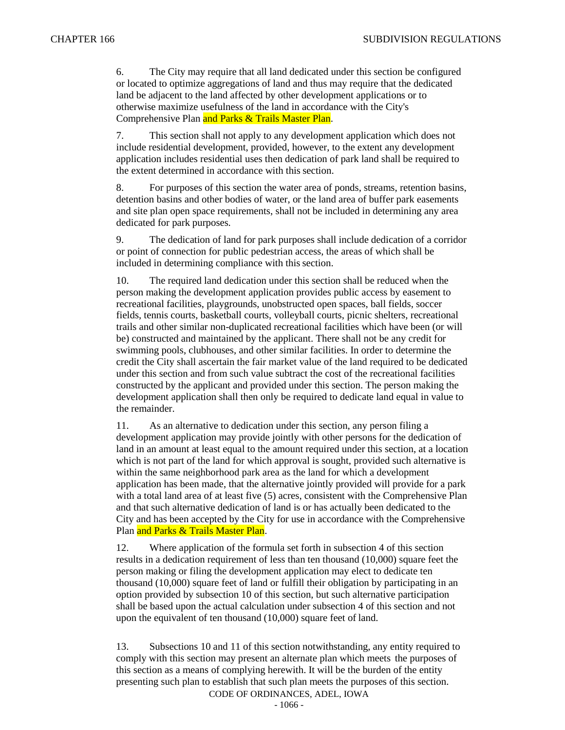6. The City may require that all land dedicated under this section be configured or located to optimize aggregations of land and thus may require that the dedicated land be adjacent to the land affected by other development applications or to otherwise maximize usefulness of the land in accordance with the City's Comprehensive Plan and Parks & Trails Master Plan.

7. This section shall not apply to any development application which does not include residential development, provided, however, to the extent any development application includes residential uses then dedication of park land shall be required to the extent determined in accordance with this section.

8. For purposes of this section the water area of ponds, streams, retention basins, detention basins and other bodies of water, or the land area of buffer park easements and site plan open space requirements, shall not be included in determining any area dedicated for park purposes.

9. The dedication of land for park purposes shall include dedication of a corridor or point of connection for public pedestrian access, the areas of which shall be included in determining compliance with this section.

10. The required land dedication under this section shall be reduced when the person making the development application provides public access by easement to recreational facilities, playgrounds, unobstructed open spaces, ball fields, soccer fields, tennis courts, basketball courts, volleyball courts, picnic shelters, recreational trails and other similar non-duplicated recreational facilities which have been (or will be) constructed and maintained by the applicant. There shall not be any credit for swimming pools, clubhouses, and other similar facilities. In order to determine the credit the City shall ascertain the fair market value of the land required to be dedicated under this section and from such value subtract the cost of the recreational facilities constructed by the applicant and provided under this section. The person making the development application shall then only be required to dedicate land equal in value to the remainder.

11. As an alternative to dedication under this section, any person filing a development application may provide jointly with other persons for the dedication of land in an amount at least equal to the amount required under this section, at a location which is not part of the land for which approval is sought, provided such alternative is within the same neighborhood park area as the land for which a development application has been made, that the alternative jointly provided will provide for a park with a total land area of at least five (5) acres, consistent with the Comprehensive Plan and that such alternative dedication of land is or has actually been dedicated to the City and has been accepted by the City for use in accordance with the Comprehensive Plan and Parks & Trails Master Plan.

12. Where application of the formula set forth in subsection 4 of this section results in a dedication requirement of less than ten thousand (10,000) square feet the person making or filing the development application may elect to dedicate ten thousand (10,000) square feet of land or fulfill their obligation by participating in an option provided by subsection 10 of this section, but such alternative participation shall be based upon the actual calculation under subsection 4 of this section and not upon the equivalent of ten thousand (10,000) square feet of land.

13. Subsections 10 and 11 of this section notwithstanding, any entity required to comply with this section may present an alternate plan which meets the purposes of this section as a means of complying herewith. It will be the burden of the entity presenting such plan to establish that such plan meets the purposes of this section.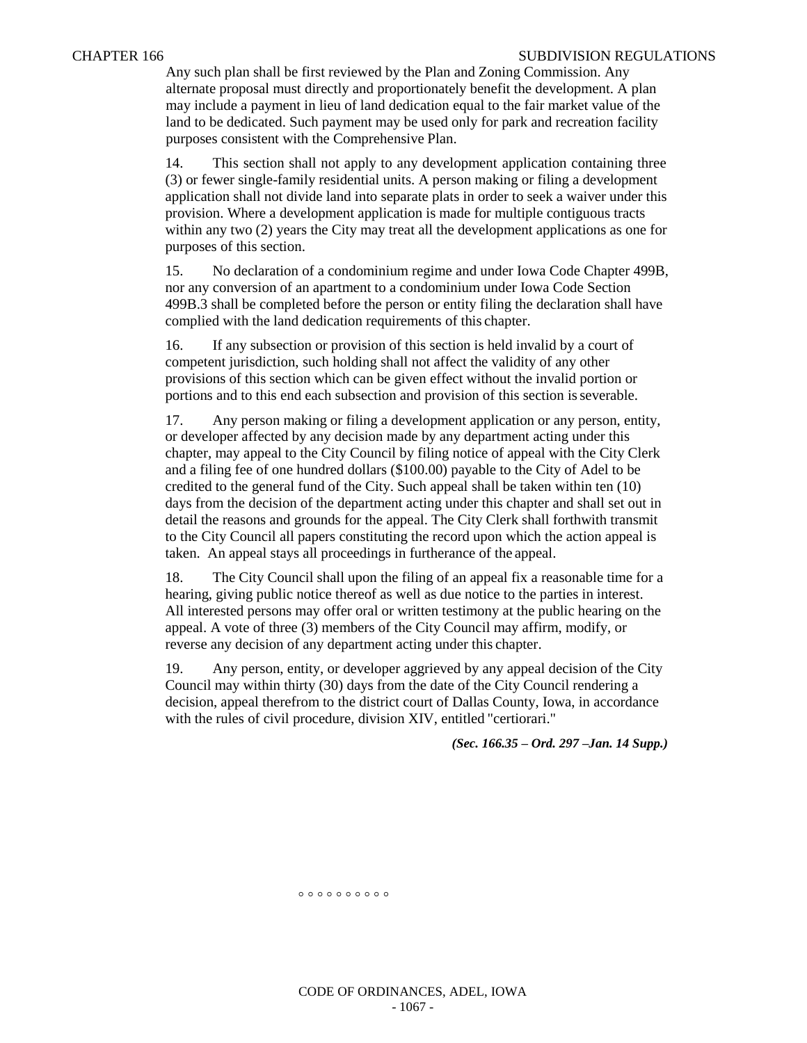Any such plan shall be first reviewed by the Plan and Zoning Commission. Any alternate proposal must directly and proportionately benefit the development. A plan may include a payment in lieu of land dedication equal to the fair market value of the land to be dedicated. Such payment may be used only for park and recreation facility purposes consistent with the Comprehensive Plan.

14. This section shall not apply to any development application containing three (3) or fewer single-family residential units. A person making or filing a development application shall not divide land into separate plats in order to seek a waiver under this provision. Where a development application is made for multiple contiguous tracts within any two (2) years the City may treat all the development applications as one for purposes of this section.

15. No declaration of a condominium regime and under Iowa Code Chapter 499B, nor any conversion of an apartment to a condominium under Iowa Code Section 499B.3 shall be completed before the person or entity filing the declaration shall have complied with the land dedication requirements of this chapter.

16. If any subsection or provision of this section is held invalid by a court of competent jurisdiction, such holding shall not affect the validity of any other provisions of this section which can be given effect without the invalid portion or portions and to this end each subsection and provision of this section is severable.

17. Any person making or filing a development application or any person, entity, or developer affected by any decision made by any department acting under this chapter, may appeal to the City Council by filing notice of appeal with the City Clerk and a filing fee of one hundred dollars ($100.00) payable to the City of Adel to be credited to the general fund of the City. Such appeal shall be taken within ten (10) days from the decision of the department acting under this chapter and shall set out in detail the reasons and grounds for the appeal. The City Clerk shall forthwith transmit to the City Council all papers constituting the record upon which the action appeal is taken. An appeal stays all proceedings in furtherance of the appeal.

18. The City Council shall upon the filing of an appeal fix a reasonable time for a hearing, giving public notice thereof as well as due notice to the parties in interest. All interested persons may offer oral or written testimony at the public hearing on the appeal. A vote of three (3) members of the City Council may affirm, modify, or reverse any decision of any department acting under this chapter.

19. Any person, entity, or developer aggrieved by any appeal decision of the City Council may within thirty (30) days from the date of the City Council rendering a decision, appeal therefrom to the district court of Dallas County, Iowa, in accordance with the rules of civil procedure, division XIV, entitled "certiorari."

***(Sec. 166.35 – Ord. 297 –Jan. 14 Supp.)***

o o o o o o o o o o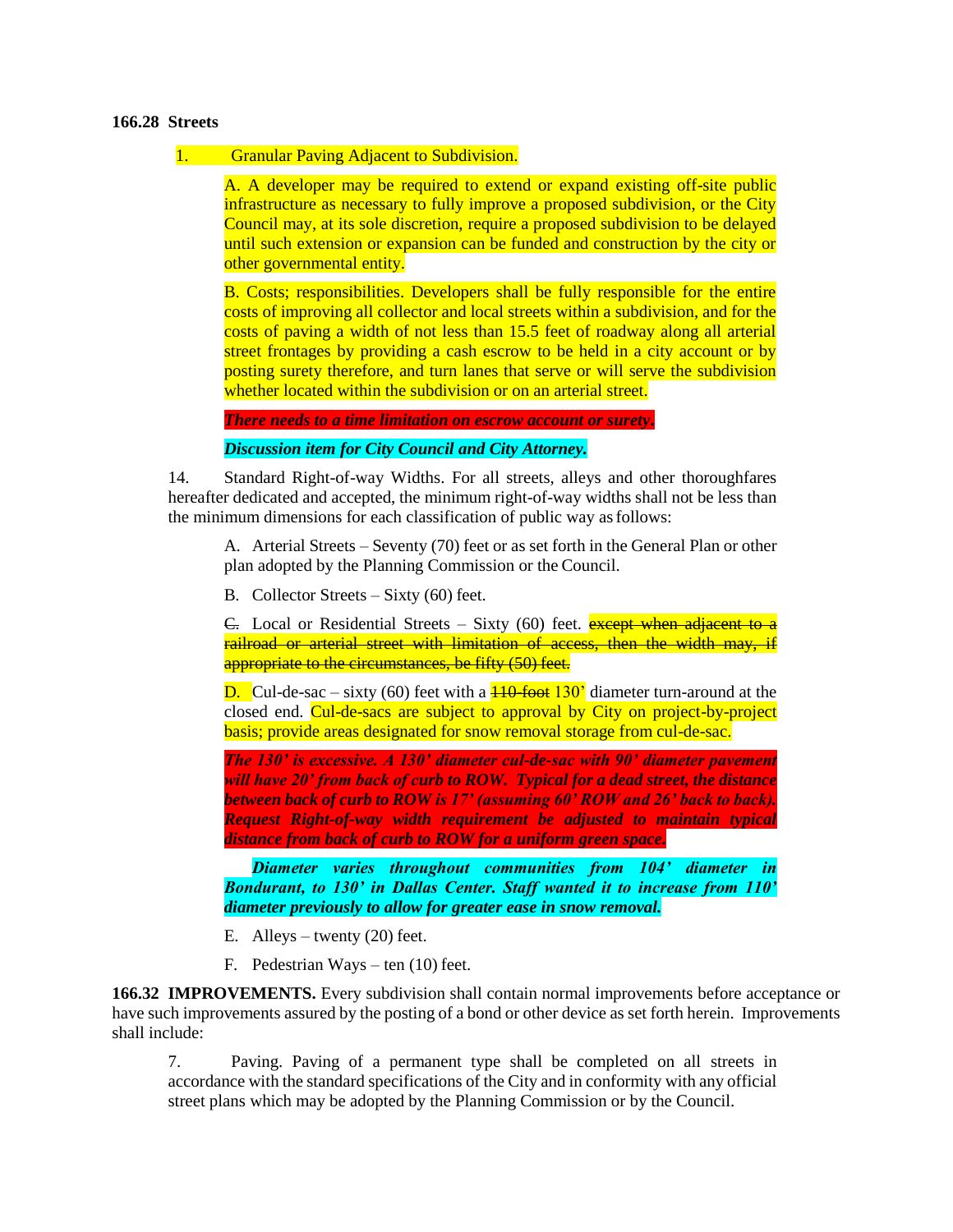**166.28 Streets**

1. Granular Paving Adjacent to Subdivision.

A. A developer may be required to extend or expand existing off-site public infrastructure as necessary to fully improve a proposed subdivision, or the City Council may, at its sole discretion, require a proposed subdivision to be delayed until such extension or expansion can be funded and construction by the city or other governmental entity.

B. Costs; responsibilities. Developers shall be fully responsible for the entire costs of improving all collector and local streets within a subdivision, and for the costs of paving a width of not less than 15.5 feet of roadway along all arterial street frontages by providing a cash escrow to be held in a city account or by posting surety therefore, and turn lanes that serve or will serve the subdivision whether located within the subdivision or on an arterial street.

***There needs to a time limitation on escrow account or surety.***

***Discussion item for City Council and City Attorney.***

14. Standard Right-of-way Widths. For all streets, alleys and other thoroughfares hereafter dedicated and accepted, the minimum right-of-way widths shall not be less than the minimum dimensions for each classification of public way as follows:

A. Arterial Streets – Seventy (70) feet or as set forth in the General Plan or other plan adopted by the Planning Commission or the Council.

B. Collector Streets – Sixty (60) feet.

~~C.~~ Local or Residential Streets – Sixty (60) feet. ~~except when adjacent to a railroad or arterial street with limitation of access, then the width may, if appropriate to the circumstances, be fifty (50) feet.~~

D. Cul-de-sac – sixty (60) feet with a ~~110-foot~~ 130' diameter turn-around at the closed end. Cul-de-sacs are subject to approval by City on project-by-project basis; provide areas designated for snow removal storage from cul-de-sac.

***The 130' is excessive. A 130' diameter cul-de-sac with 90' diameter pavement will have 20' from back of curb to ROW. Typical for a dead street, the distance between back of curb to ROW is 17' (assuming 60' ROW and 26' back to back). Request Right-of-way width requirement be adjusted to maintain typical distance from back of curb to ROW for a uniform green space.***

***Diameter varies throughout communities from 104' diameter in Bondurant, to 130' in Dallas Center. Staff wanted it to increase from 110' diameter previously to allow for greater ease in snow removal.***

E. Alleys – twenty (20) feet.

F. Pedestrian Ways – ten (10) feet.

**166.32 IMPROVEMENTS.** Every subdivision shall contain normal improvements before acceptance or have such improvements assured by the posting of a bond or other device as set forth herein. Improvements shall include:

7. Paving. Paving of a permanent type shall be completed on all streets in accordance with the standard specifications of the City and in conformity with any official street plans which may be adopted by the Planning Commission or by the Council.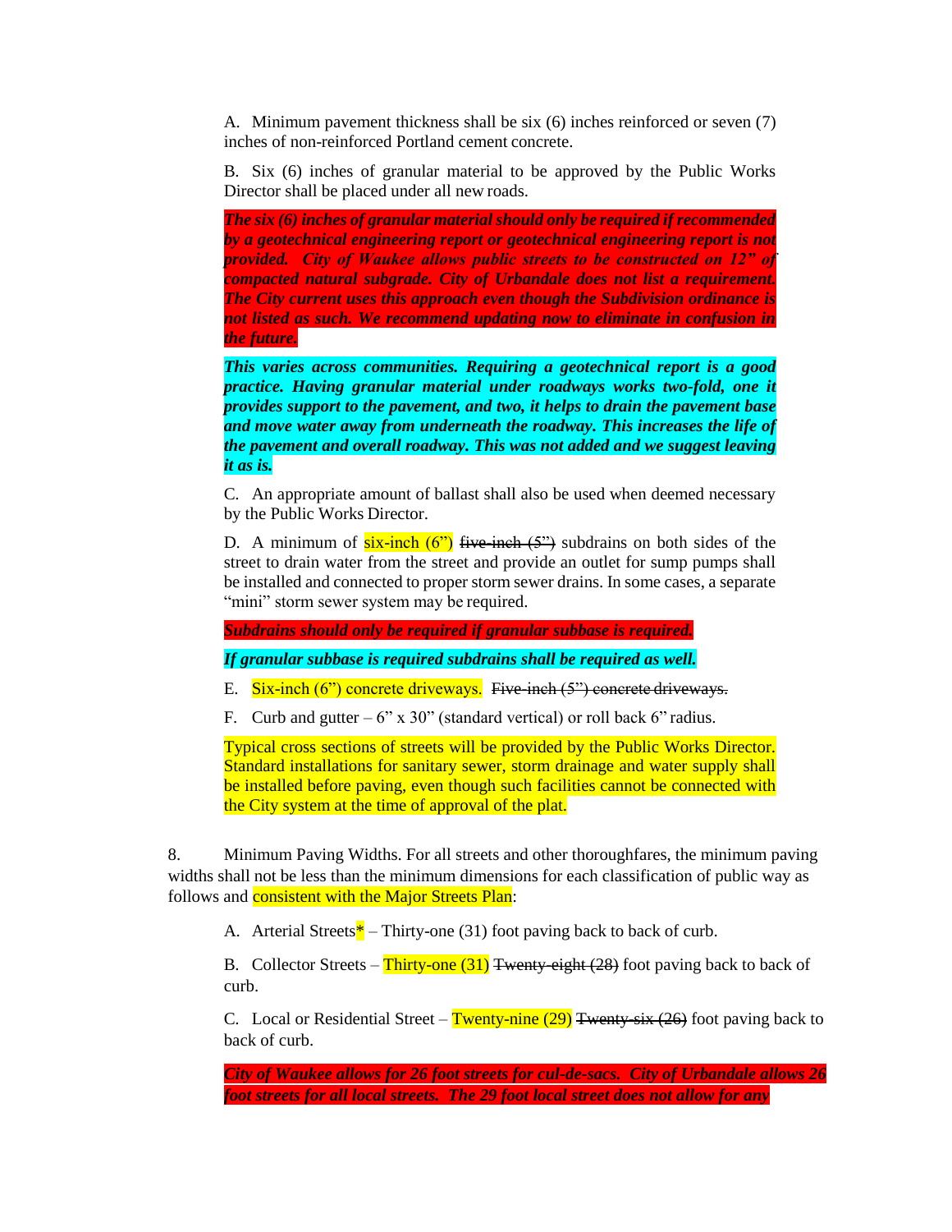A. Minimum pavement thickness shall be six (6) inches reinforced or seven (7) inches of non-reinforced Portland cement concrete.

B. Six (6) inches of granular material to be approved by the Public Works Director shall be placed under all new roads.

***The six (6) inches of granular material should only be required if recommended by a geotechnical engineering report or geotechnical engineering report is not provided. City of Waukee allows public streets to be constructed on 12" of compacted natural subgrade. City of Urbandale does not list a requirement. The City current uses this approach even though the Subdivision ordinance is not listed as such. We recommend updating now to eliminate in confusion in the future.***

***This varies across communities. Requiring a geotechnical report is a good practice. Having granular material under roadways works two-fold, one it provides support to the pavement, and two, it helps to drain the pavement base and move water away from underneath the roadway. This increases the life of the pavement and overall roadway. This was not added and we suggest leaving it as is.***

C. An appropriate amount of ballast shall also be used when deemed necessary by the Public Works Director.

D. A minimum of six-inch (6") ~~five-inch (5")~~ subdrains on both sides of the street to drain water from the street and provide an outlet for sump pumps shall be installed and connected to proper storm sewer drains. In some cases, a separate "mini" storm sewer system may be required.

***Subdrains should only be required if granular subbase is required.***

***If granular subbase is required subdrains shall be required as well.***

E. Six-inch (6") concrete driveways. ~~Five-inch (5") concrete driveways.~~

F. Curb and gutter – 6" x 30" (standard vertical) or roll back 6" radius.

Typical cross sections of streets will be provided by the Public Works Director. Standard installations for sanitary sewer, storm drainage and water supply shall be installed before paving, even though such facilities cannot be connected with the City system at the time of approval of the plat.

8. Minimum Paving Widths. For all streets and other thoroughfares, the minimum paving widths shall not be less than the minimum dimensions for each classification of public way as follows and consistent with the Major Streets Plan:

A. Arterial Streets* – Thirty-one (31) foot paving back to back of curb.

B. Collector Streets – Thirty-one (31) ~~Twenty-eight (28)~~ foot paving back to back of curb.

C. Local or Residential Street – Twenty-nine (29) ~~Twenty-six (26)~~ foot paving back to back of curb.

***City of Waukee allows for 26 foot streets for cul-de-sacs. City of Urbandale allows 26 foot streets for all local streets. The 29 foot local street does not allow for any***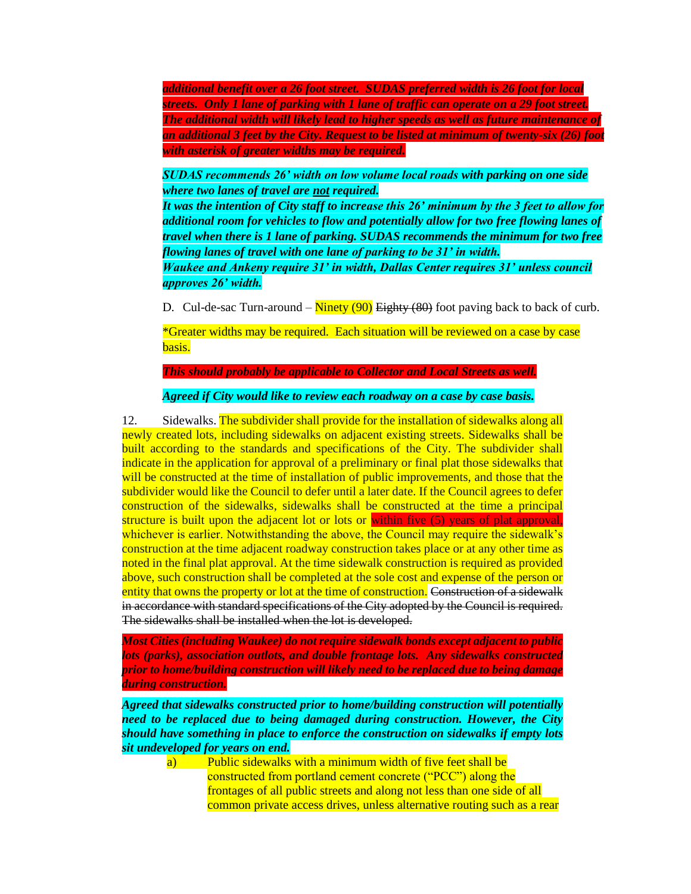***additional benefit over a 26 foot street. SUDAS preferred width is 26 foot for local streets. Only 1 lane of parking with 1 lane of traffic can operate on a 29 foot street. The additional width will likely lead to higher speeds as well as future maintenance of an additional 3 feet by the City. Request to be listed at minimum of twenty-six (26) foot with asterisk of greater widths may be required.***

***SUDAS recommends 26' width on low volume local roads with parking on one side where two lanes of travel are not required.***
***It was the intention of City staff to increase this 26' minimum by the 3 feet to allow for additional room for vehicles to flow and potentially allow for two free flowing lanes of travel when there is 1 lane of parking. SUDAS recommends the minimum for two free flowing lanes of travel with one lane of parking to be 31' in width.***
***Waukee and Ankeny require 31' in width, Dallas Center requires 31' unless council approves 26' width.***

D. Cul-de-sac Turn-around – Ninety (90) ~~Eighty (80)~~ foot paving back to back of curb.

*Greater widths may be required. Each situation will be reviewed on a case by case basis.

***This should probably be applicable to Collector and Local Streets as well.***

***Agreed if City would like to review each roadway on a case by case basis.***

12. Sidewalks. The subdivider shall provide for the installation of sidewalks along all newly created lots, including sidewalks on adjacent existing streets. Sidewalks shall be built according to the standards and specifications of the City. The subdivider shall indicate in the application for approval of a preliminary or final plat those sidewalks that will be constructed at the time of installation of public improvements, and those that the subdivider would like the Council to defer until a later date. If the Council agrees to defer construction of the sidewalks, sidewalks shall be constructed at the time a principal structure is built upon the adjacent lot or lots or within five (5) years of plat approval, whichever is earlier. Notwithstanding the above, the Council may require the sidewalk's construction at the time adjacent roadway construction takes place or at any other time as noted in the final plat approval. At the time sidewalk construction is required as provided above, such construction shall be completed at the sole cost and expense of the person or entity that owns the property or lot at the time of construction. ~~Construction of a sidewalk in accordance with standard specifications of the City adopted by the Council is required. The sidewalks shall be installed when the lot is developed.~~

***Most Cities (including Waukee) do not require sidewalk bonds except adjacent to public lots (parks), association outlots, and double frontage lots. Any sidewalks constructed prior to home/building construction will likely need to be replaced due to being damage during construction.***

***Agreed that sidewalks constructed prior to home/building construction will potentially need to be replaced due to being damaged during construction. However, the City should have something in place to enforce the construction on sidewalks if empty lots sit undeveloped for years on end.***

a) Public sidewalks with a minimum width of five feet shall be constructed from portland cement concrete ("PCC") along the frontages of all public streets and along not less than one side of all common private access drives, unless alternative routing such as a rear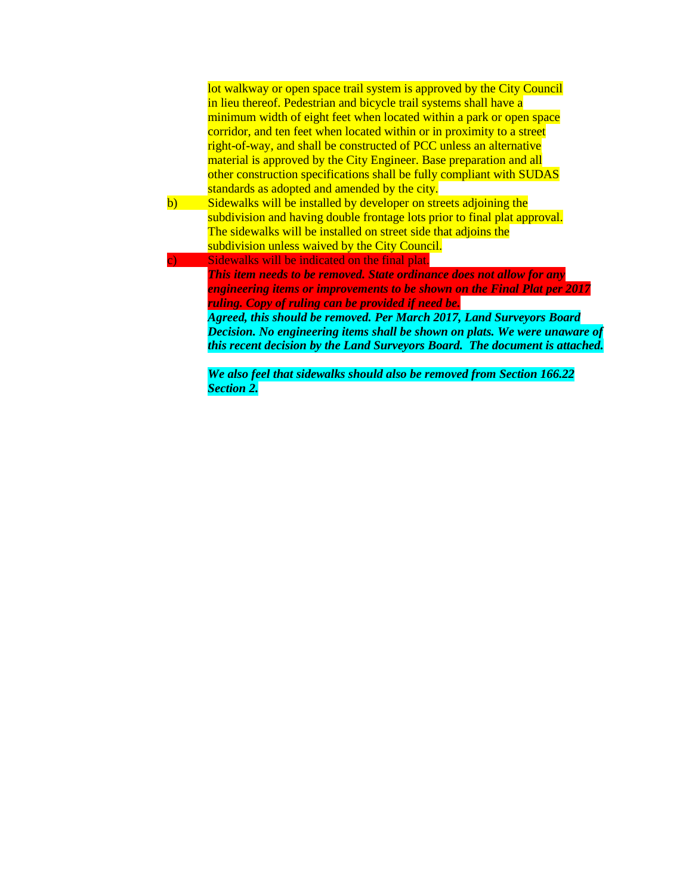lot walkway or open space trail system is approved by the City Council in lieu thereof. Pedestrian and bicycle trail systems shall have a minimum width of eight feet when located within a park or open space corridor, and ten feet when located within or in proximity to a street right-of-way, and shall be constructed of PCC unless an alternative material is approved by the City Engineer. Base preparation and all other construction specifications shall be fully compliant with SUDAS standards as adopted and amended by the city.

b) Sidewalks will be installed by developer on streets adjoining the subdivision and having double frontage lots prior to final plat approval. The sidewalks will be installed on street side that adjoins the subdivision unless waived by the City Council.

c) Sidewalks will be indicated on the final plat.

***This item needs to be removed. State ordinance does not allow for any engineering items or improvements to be shown on the Final Plat per 2017 ruling. Copy of ruling can be provided if need be.***

***Agreed, this should be removed. Per March 2017, Land Surveyors Board Decision. No engineering items shall be shown on plats. We were unaware of this recent decision by the Land Surveyors Board. The document is attached.***

***We also feel that sidewalks should also be removed from Section 166.22 Section 2.***